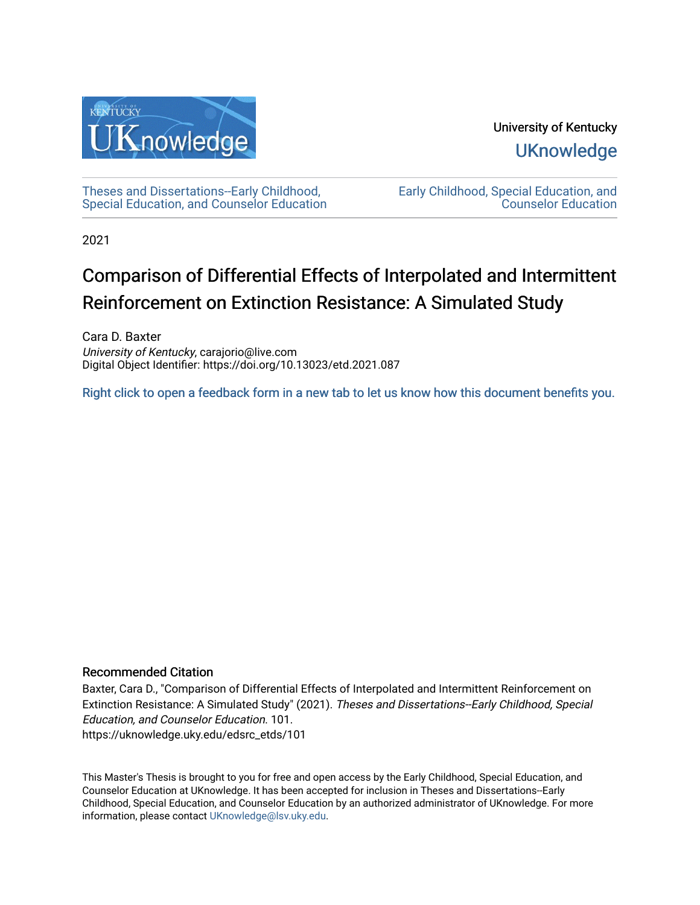University of Kentucky

UKnowledge

Theses and Dissertations--Early Childhood, Special Education, and Counselor Education

Early Childhood, Special Education, and Counselor Education

2021

# Comparison of Differential Effects of Interpolated and Intermittent Reinforcement on Extinction Resistance: A Simulated Study

Cara D. Baxter
*University of Kentucky*, carajorio@live.com
Digital Object Identifier: https://doi.org/10.13023/etd.2021.087

Right click to open a feedback form in a new tab to let us know how this document benefits you.

### Recommended Citation

Baxter, Cara D., "Comparison of Differential Effects of Interpolated and Intermittent Reinforcement on Extinction Resistance: A Simulated Study" (2021). *Theses and Dissertations--Early Childhood, Special Education, and Counselor Education*. 101.
https://uknowledge.uky.edu/edsrc_etds/101

This Master's Thesis is brought to you for free and open access by the Early Childhood, Special Education, and Counselor Education at UKnowledge. It has been accepted for inclusion in Theses and Dissertations--Early Childhood, Special Education, and Counselor Education by an authorized administrator of UKnowledge. For more information, please contact UKnowledge@lsv.uky.edu.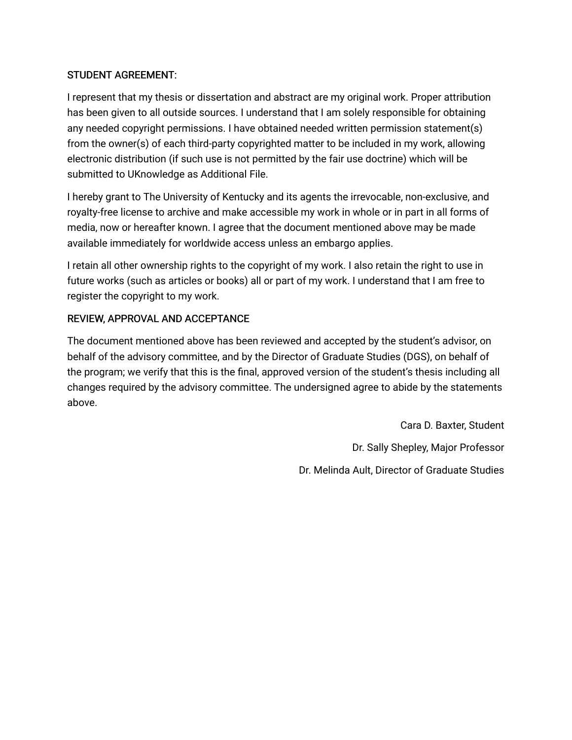## STUDENT AGREEMENT:

I represent that my thesis or dissertation and abstract are my original work. Proper attribution has been given to all outside sources. I understand that I am solely responsible for obtaining any needed copyright permissions. I have obtained needed written permission statement(s) from the owner(s) of each third-party copyrighted matter to be included in my work, allowing electronic distribution (if such use is not permitted by the fair use doctrine) which will be submitted to UKnowledge as Additional File.

I hereby grant to The University of Kentucky and its agents the irrevocable, non-exclusive, and royalty-free license to archive and make accessible my work in whole or in part in all forms of media, now or hereafter known. I agree that the document mentioned above may be made available immediately for worldwide access unless an embargo applies.

I retain all other ownership rights to the copyright of my work. I also retain the right to use in future works (such as articles or books) all or part of my work. I understand that I am free to register the copyright to my work.

## REVIEW, APPROVAL AND ACCEPTANCE

The document mentioned above has been reviewed and accepted by the student's advisor, on behalf of the advisory committee, and by the Director of Graduate Studies (DGS), on behalf of the program; we verify that this is the final, approved version of the student's thesis including all changes required by the advisory committee. The undersigned agree to abide by the statements above.

Cara D. Baxter, Student

Dr. Sally Shepley, Major Professor

Dr. Melinda Ault, Director of Graduate Studies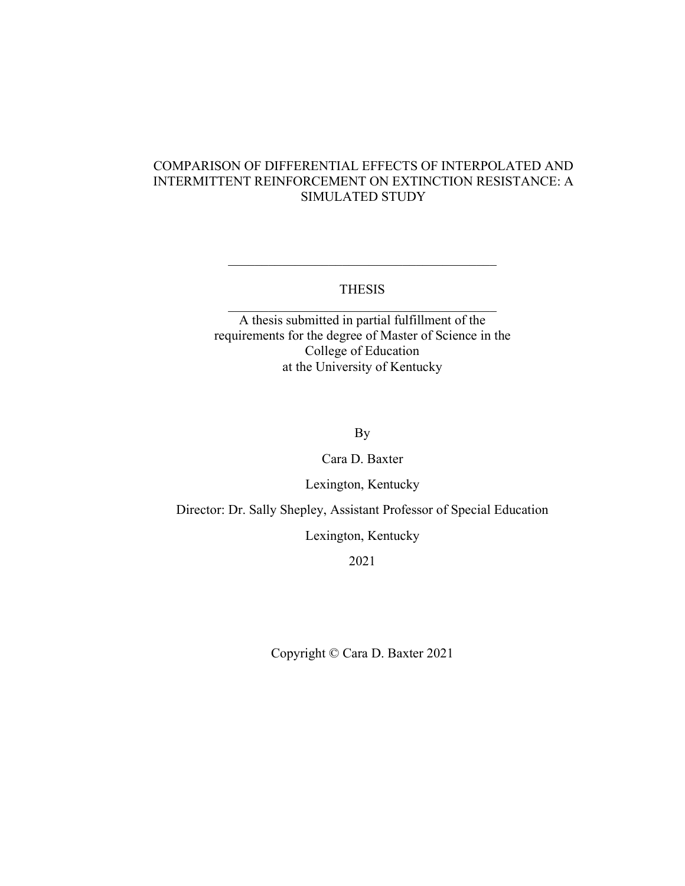# COMPARISON OF DIFFERENTIAL EFFECTS OF INTERPOLATED AND INTERMITTENT REINFORCEMENT ON EXTINCTION RESISTANCE: A SIMULATED STUDY

---

THESIS

---

A thesis submitted in partial fulfillment of the requirements for the degree of Master of Science in the College of Education at the University of Kentucky

By

Cara D. Baxter

Lexington, Kentucky

Director: Dr. Sally Shepley, Assistant Professor of Special Education

Lexington, Kentucky

2021

Copyright © Cara D. Baxter 2021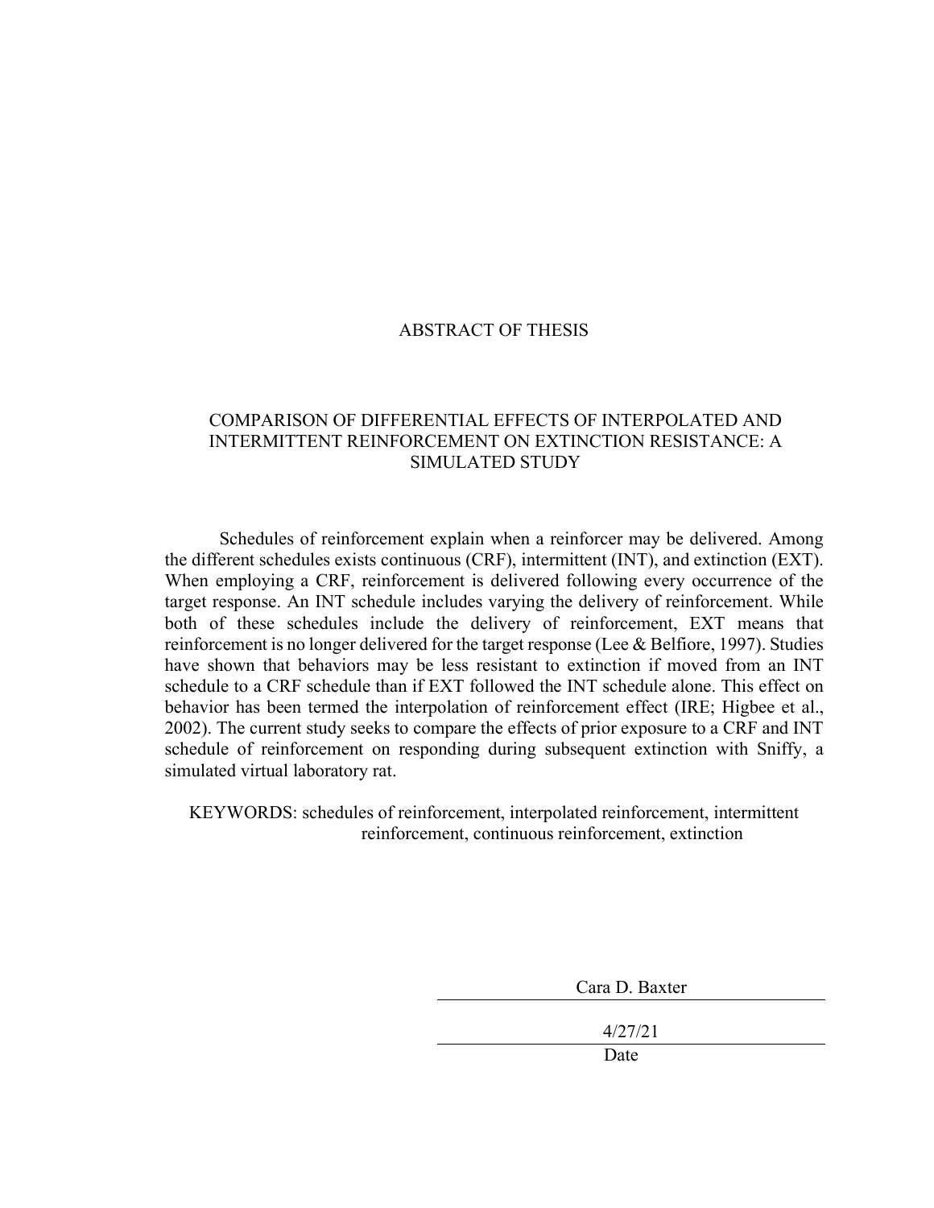# ABSTRACT OF THESIS

## COMPARISON OF DIFFERENTIAL EFFECTS OF INTERPOLATED AND INTERMITTENT REINFORCEMENT ON EXTINCTION RESISTANCE: A SIMULATED STUDY

Schedules of reinforcement explain when a reinforcer may be delivered. Among the different schedules exists continuous (CRF), intermittent (INT), and extinction (EXT). When employing a CRF, reinforcement is delivered following every occurrence of the target response. An INT schedule includes varying the delivery of reinforcement. While both of these schedules include the delivery of reinforcement, EXT means that reinforcement is no longer delivered for the target response (Lee & Belfiore, 1997). Studies have shown that behaviors may be less resistant to extinction if moved from an INT schedule to a CRF schedule than if EXT followed the INT schedule alone. This effect on behavior has been termed the interpolation of reinforcement effect (IRE; Higbee et al., 2002). The current study seeks to compare the effects of prior exposure to a CRF and INT schedule of reinforcement on responding during subsequent extinction with Sniffy, a simulated virtual laboratory rat.

KEYWORDS: schedules of reinforcement, interpolated reinforcement, intermittent reinforcement, continuous reinforcement, extinction

Cara D. Baxter

4/27/21

Date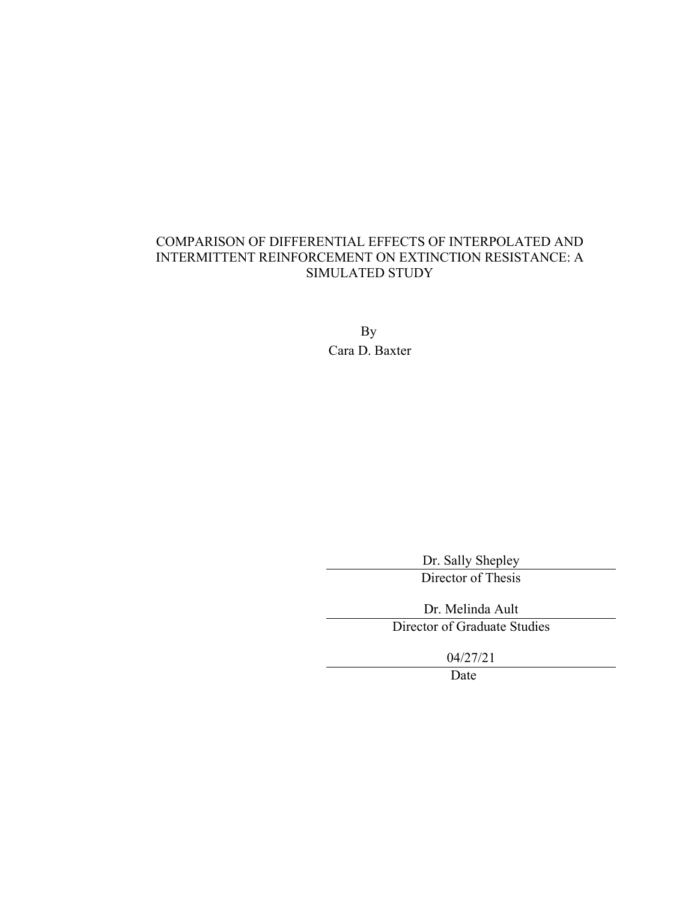COMPARISON OF DIFFERENTIAL EFFECTS OF INTERPOLATED AND INTERMITTENT REINFORCEMENT ON EXTINCTION RESISTANCE: A SIMULATED STUDY

By

Cara D. Baxter

Dr. Sally Shepley

Director of Thesis

Dr. Melinda Ault

Director of Graduate Studies

04/27/21

Date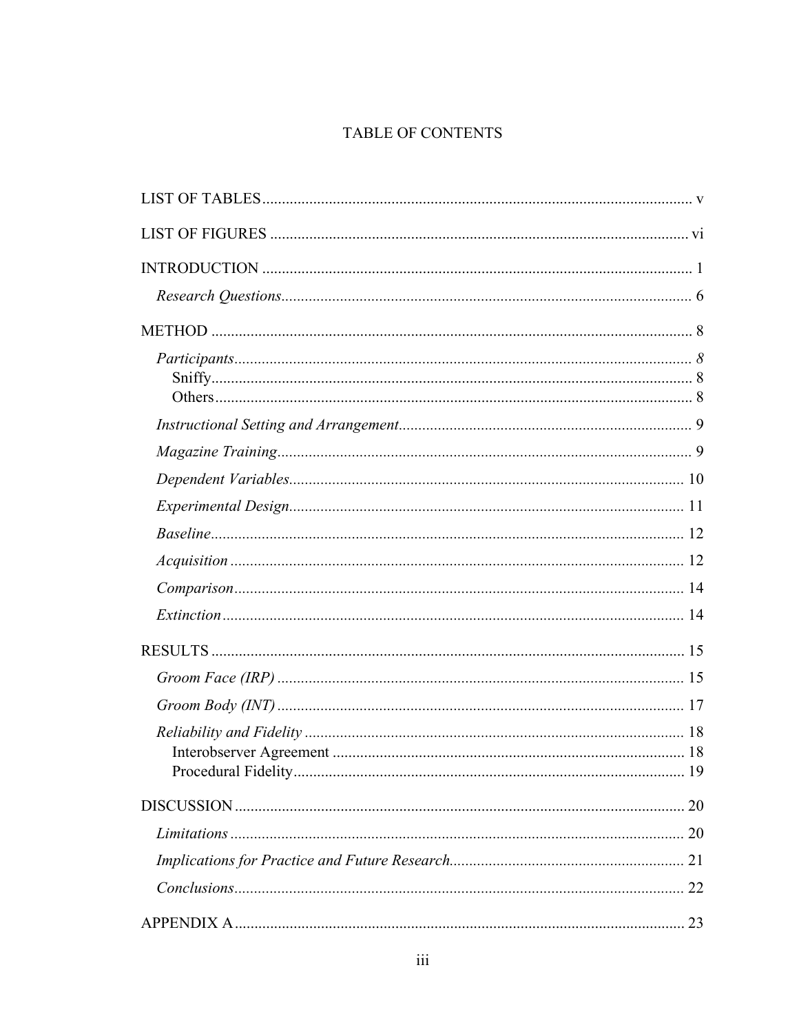# TABLE OF CONTENTS

LIST OF TABLES ............................................................................................................. v

LIST OF FIGURES .......................................................................................................... vi

INTRODUCTION ............................................................................................................. 1

*Research Questions* ......................................................................................................... 6

METHOD .......................................................................................................................... 8

*Participants* .................................................................................................................... *8*

Sniffy ............................................................................................................................ 8

Others ........................................................................................................................... 8

*Instructional Setting and Arrangement* ........................................................................... 9

*Magazine Training* .......................................................................................................... 9

*Dependent Variables* ..................................................................................................... 10

*Experimental Design* ..................................................................................................... 11

*Baseline* ......................................................................................................................... 12

*Acquisition* .................................................................................................................... 12

*Comparison* ................................................................................................................... 14

*Extinction* ...................................................................................................................... 14

RESULTS ........................................................................................................................ 15

*Groom Face (IRP)* ........................................................................................................ 15

*Groom Body (INT)* ....................................................................................................... 17

*Reliability and Fidelity* ................................................................................................. 18

Interobserver Agreement .............................................................................................. 18

Procedural Fidelity ....................................................................................................... 19

DISCUSSION .................................................................................................................. 20

*Limitations* .................................................................................................................... 20

*Implications for Practice and Future Research* ............................................................ 21

*Conclusions* .................................................................................................................. 22

APPENDIX A .................................................................................................................. 23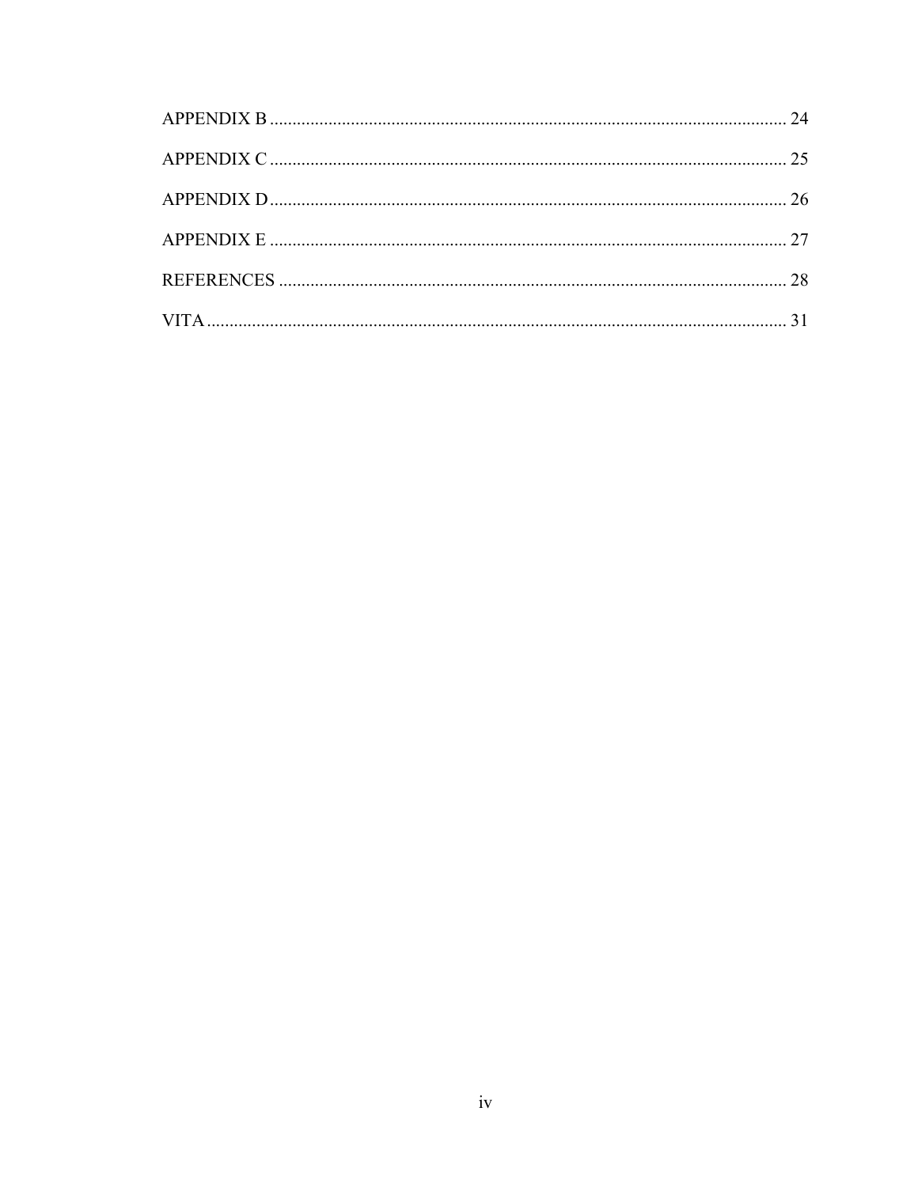APPENDIX B .................................................................................................................. 24

APPENDIX C .................................................................................................................. 25

APPENDIX D .................................................................................................................. 26

APPENDIX E .................................................................................................................. 27

REFERENCES ................................................................................................................ 28

VITA ................................................................................................................................ 31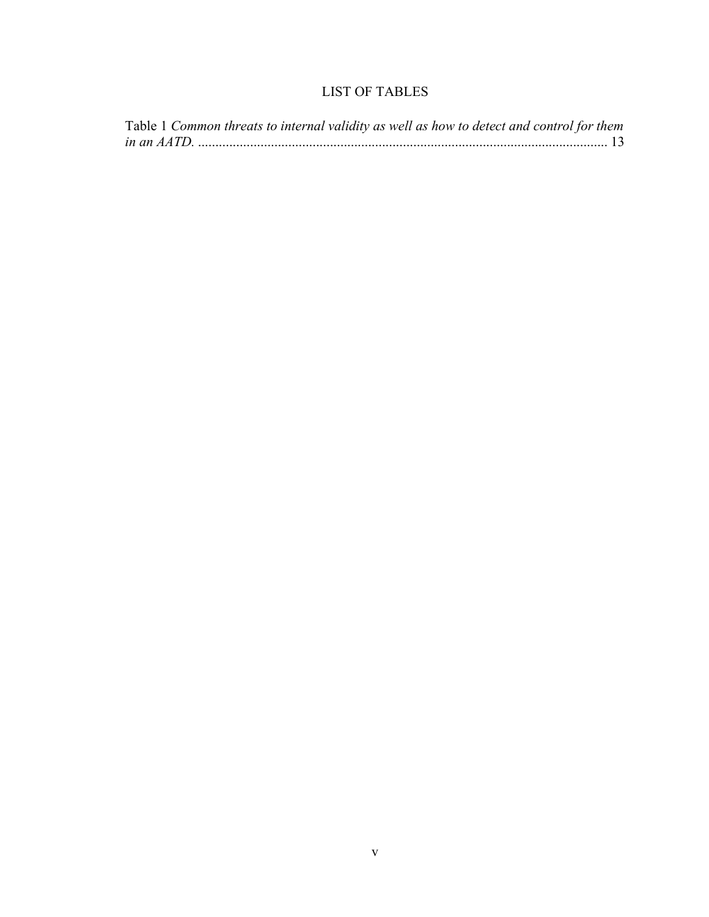# LIST OF TABLES

Table 1 *Common threats to internal validity as well as how to detect and control for them in an AATD.* ........................................................................................................ 13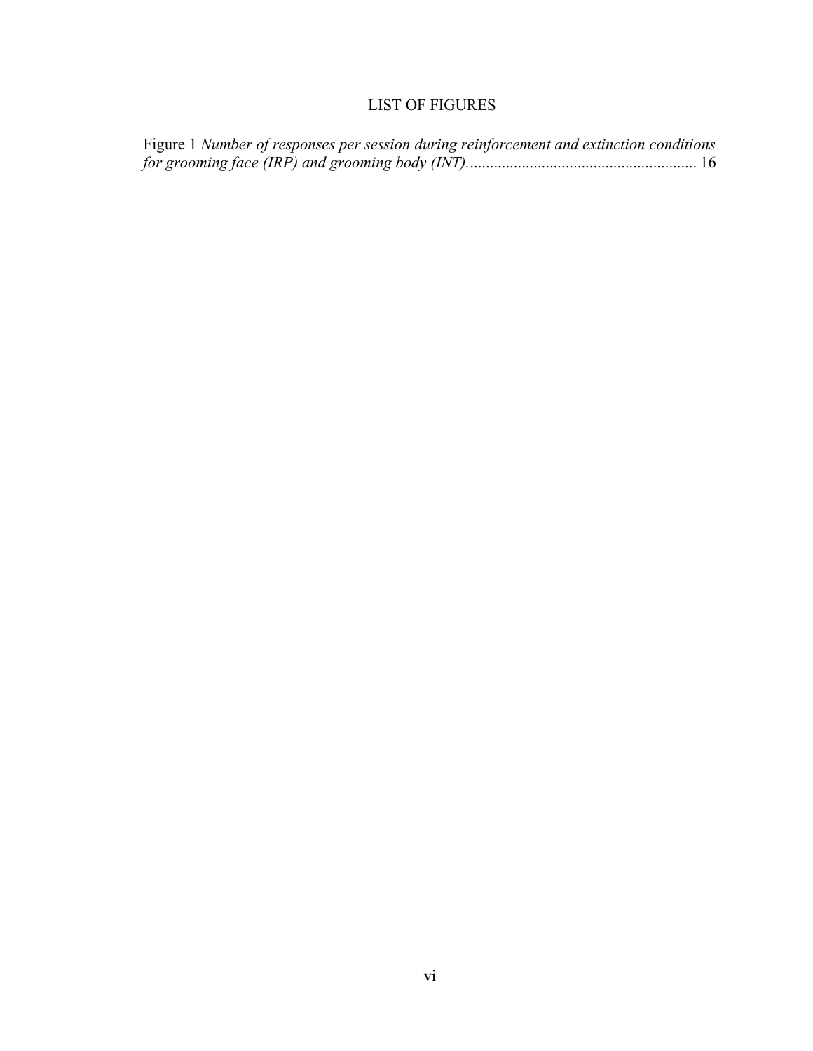# LIST OF FIGURES

Figure 1 *Number of responses per session during reinforcement and extinction conditions for grooming face (IRP) and grooming body (INT).* .......................................................... 16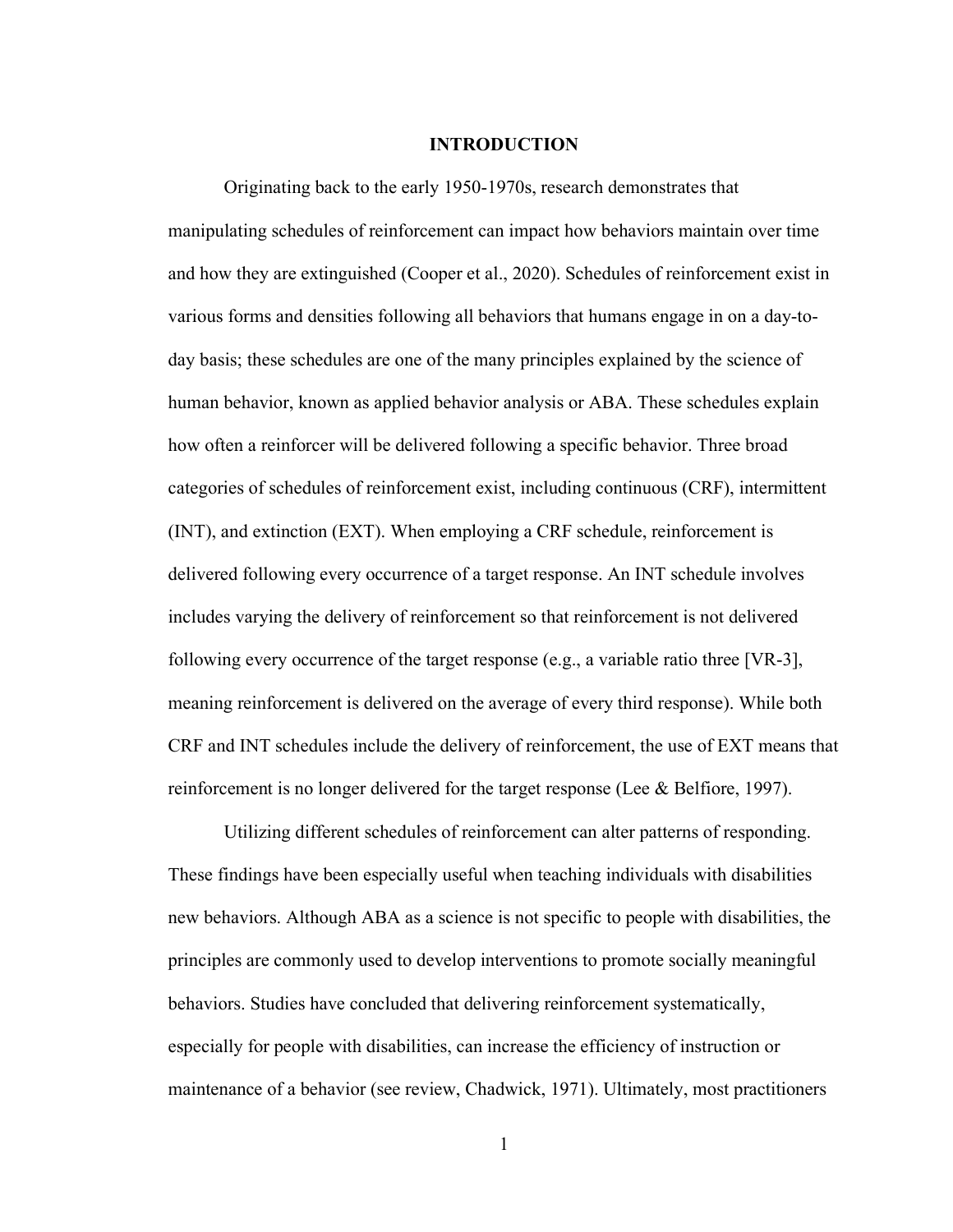# INTRODUCTION

Originating back to the early 1950-1970s, research demonstrates that manipulating schedules of reinforcement can impact how behaviors maintain over time and how they are extinguished (Cooper et al., 2020). Schedules of reinforcement exist in various forms and densities following all behaviors that humans engage in on a day-to-day basis; these schedules are one of the many principles explained by the science of human behavior, known as applied behavior analysis or ABA. These schedules explain how often a reinforcer will be delivered following a specific behavior. Three broad categories of schedules of reinforcement exist, including continuous (CRF), intermittent (INT), and extinction (EXT). When employing a CRF schedule, reinforcement is delivered following every occurrence of a target response. An INT schedule involves includes varying the delivery of reinforcement so that reinforcement is not delivered following every occurrence of the target response (e.g., a variable ratio three [VR-3], meaning reinforcement is delivered on the average of every third response). While both CRF and INT schedules include the delivery of reinforcement, the use of EXT means that reinforcement is no longer delivered for the target response (Lee & Belfiore, 1997).

Utilizing different schedules of reinforcement can alter patterns of responding. These findings have been especially useful when teaching individuals with disabilities new behaviors. Although ABA as a science is not specific to people with disabilities, the principles are commonly used to develop interventions to promote socially meaningful behaviors. Studies have concluded that delivering reinforcement systematically, especially for people with disabilities, can increase the efficiency of instruction or maintenance of a behavior (see review, Chadwick, 1971). Ultimately, most practitioners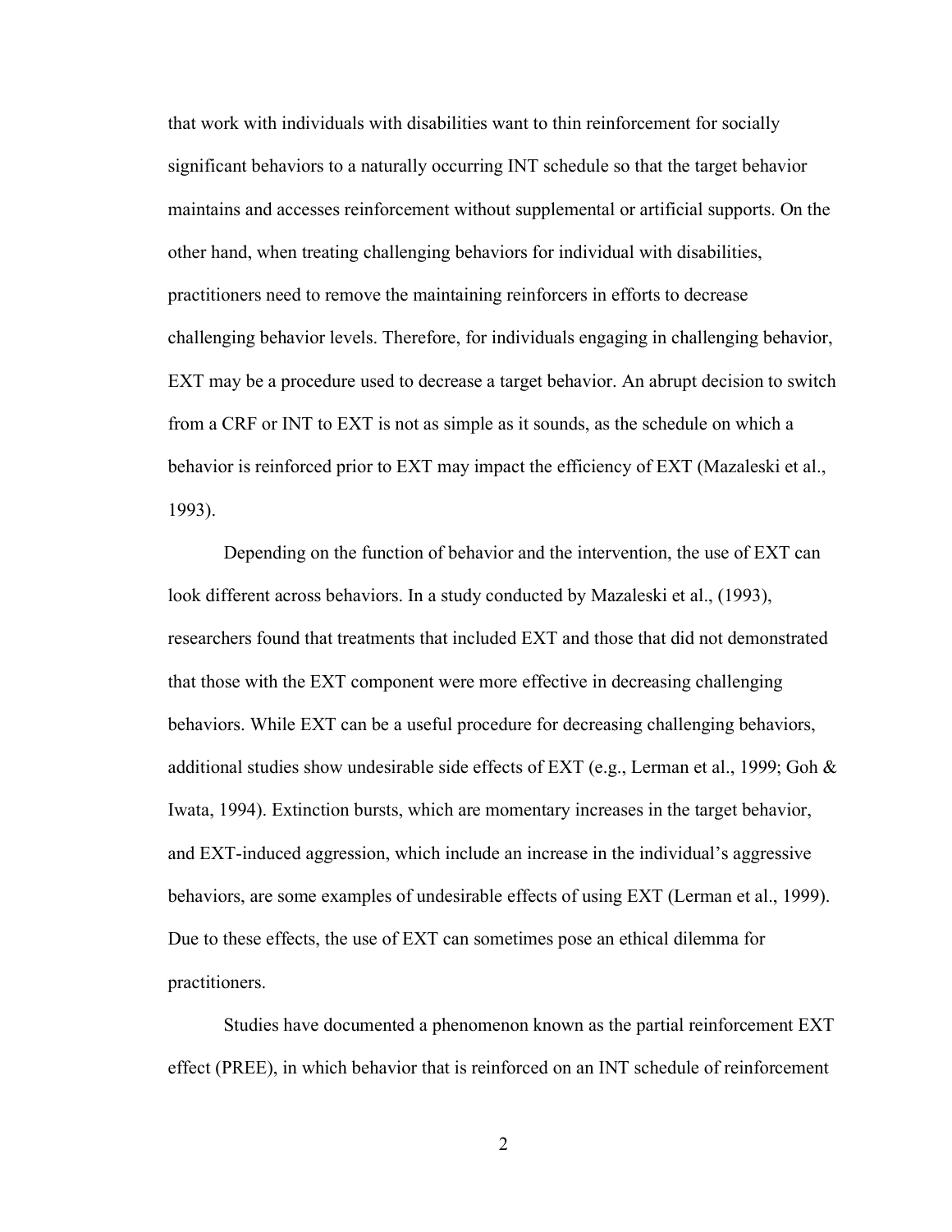that work with individuals with disabilities want to thin reinforcement for socially significant behaviors to a naturally occurring INT schedule so that the target behavior maintains and accesses reinforcement without supplemental or artificial supports. On the other hand, when treating challenging behaviors for individual with disabilities, practitioners need to remove the maintaining reinforcers in efforts to decrease challenging behavior levels. Therefore, for individuals engaging in challenging behavior, EXT may be a procedure used to decrease a target behavior. An abrupt decision to switch from a CRF or INT to EXT is not as simple as it sounds, as the schedule on which a behavior is reinforced prior to EXT may impact the efficiency of EXT (Mazaleski et al., 1993).

Depending on the function of behavior and the intervention, the use of EXT can look different across behaviors. In a study conducted by Mazaleski et al., (1993), researchers found that treatments that included EXT and those that did not demonstrated that those with the EXT component were more effective in decreasing challenging behaviors. While EXT can be a useful procedure for decreasing challenging behaviors, additional studies show undesirable side effects of EXT (e.g., Lerman et al., 1999; Goh & Iwata, 1994). Extinction bursts, which are momentary increases in the target behavior, and EXT-induced aggression, which include an increase in the individual's aggressive behaviors, are some examples of undesirable effects of using EXT (Lerman et al., 1999). Due to these effects, the use of EXT can sometimes pose an ethical dilemma for practitioners.

Studies have documented a phenomenon known as the partial reinforcement EXT effect (PREE), in which behavior that is reinforced on an INT schedule of reinforcement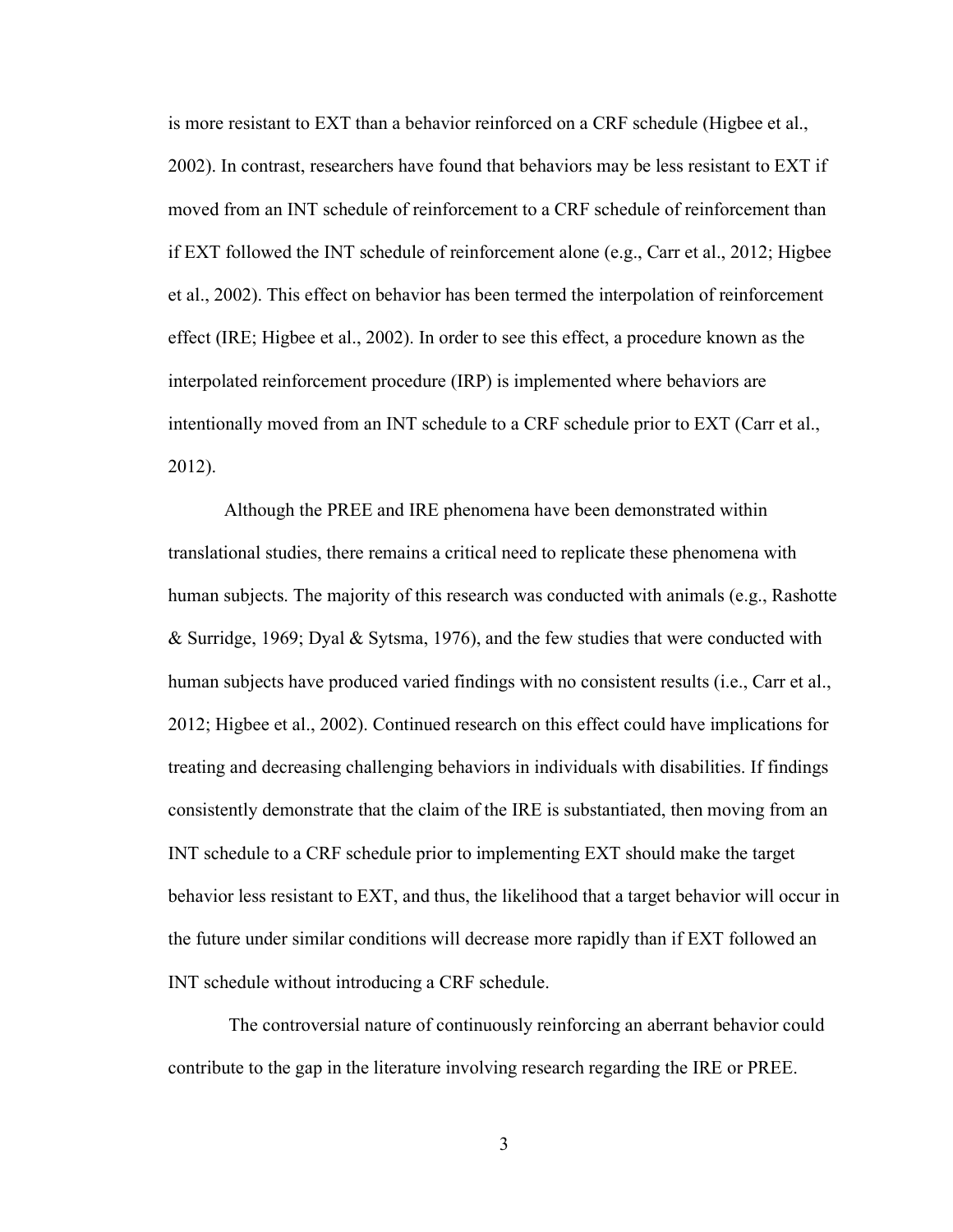is more resistant to EXT than a behavior reinforced on a CRF schedule (Higbee et al., 2002). In contrast, researchers have found that behaviors may be less resistant to EXT if moved from an INT schedule of reinforcement to a CRF schedule of reinforcement than if EXT followed the INT schedule of reinforcement alone (e.g., Carr et al., 2012; Higbee et al., 2002). This effect on behavior has been termed the interpolation of reinforcement effect (IRE; Higbee et al., 2002). In order to see this effect, a procedure known as the interpolated reinforcement procedure (IRP) is implemented where behaviors are intentionally moved from an INT schedule to a CRF schedule prior to EXT (Carr et al., 2012).

Although the PREE and IRE phenomena have been demonstrated within translational studies, there remains a critical need to replicate these phenomena with human subjects. The majority of this research was conducted with animals (e.g., Rashotte & Surridge, 1969; Dyal & Sytsma, 1976), and the few studies that were conducted with human subjects have produced varied findings with no consistent results (i.e., Carr et al., 2012; Higbee et al., 2002). Continued research on this effect could have implications for treating and decreasing challenging behaviors in individuals with disabilities. If findings consistently demonstrate that the claim of the IRE is substantiated, then moving from an INT schedule to a CRF schedule prior to implementing EXT should make the target behavior less resistant to EXT, and thus, the likelihood that a target behavior will occur in the future under similar conditions will decrease more rapidly than if EXT followed an INT schedule without introducing a CRF schedule.

The controversial nature of continuously reinforcing an aberrant behavior could contribute to the gap in the literature involving research regarding the IRE or PREE.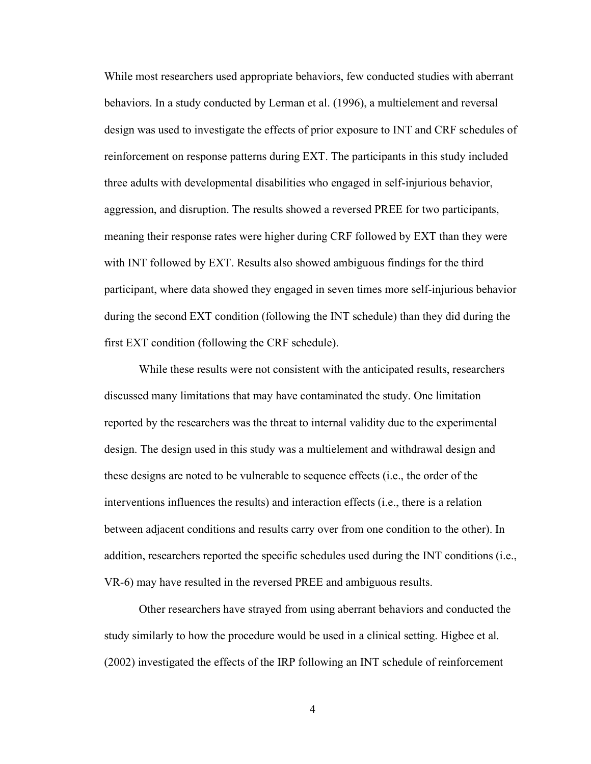While most researchers used appropriate behaviors, few conducted studies with aberrant behaviors. In a study conducted by Lerman et al. (1996), a multielement and reversal design was used to investigate the effects of prior exposure to INT and CRF schedules of reinforcement on response patterns during EXT. The participants in this study included three adults with developmental disabilities who engaged in self-injurious behavior, aggression, and disruption. The results showed a reversed PREE for two participants, meaning their response rates were higher during CRF followed by EXT than they were with INT followed by EXT. Results also showed ambiguous findings for the third participant, where data showed they engaged in seven times more self-injurious behavior during the second EXT condition (following the INT schedule) than they did during the first EXT condition (following the CRF schedule).

While these results were not consistent with the anticipated results, researchers discussed many limitations that may have contaminated the study. One limitation reported by the researchers was the threat to internal validity due to the experimental design. The design used in this study was a multielement and withdrawal design and these designs are noted to be vulnerable to sequence effects (i.e., the order of the interventions influences the results) and interaction effects (i.e., there is a relation between adjacent conditions and results carry over from one condition to the other). In addition, researchers reported the specific schedules used during the INT conditions (i.e., VR-6) may have resulted in the reversed PREE and ambiguous results.

Other researchers have strayed from using aberrant behaviors and conducted the study similarly to how the procedure would be used in a clinical setting. Higbee et al. (2002) investigated the effects of the IRP following an INT schedule of reinforcement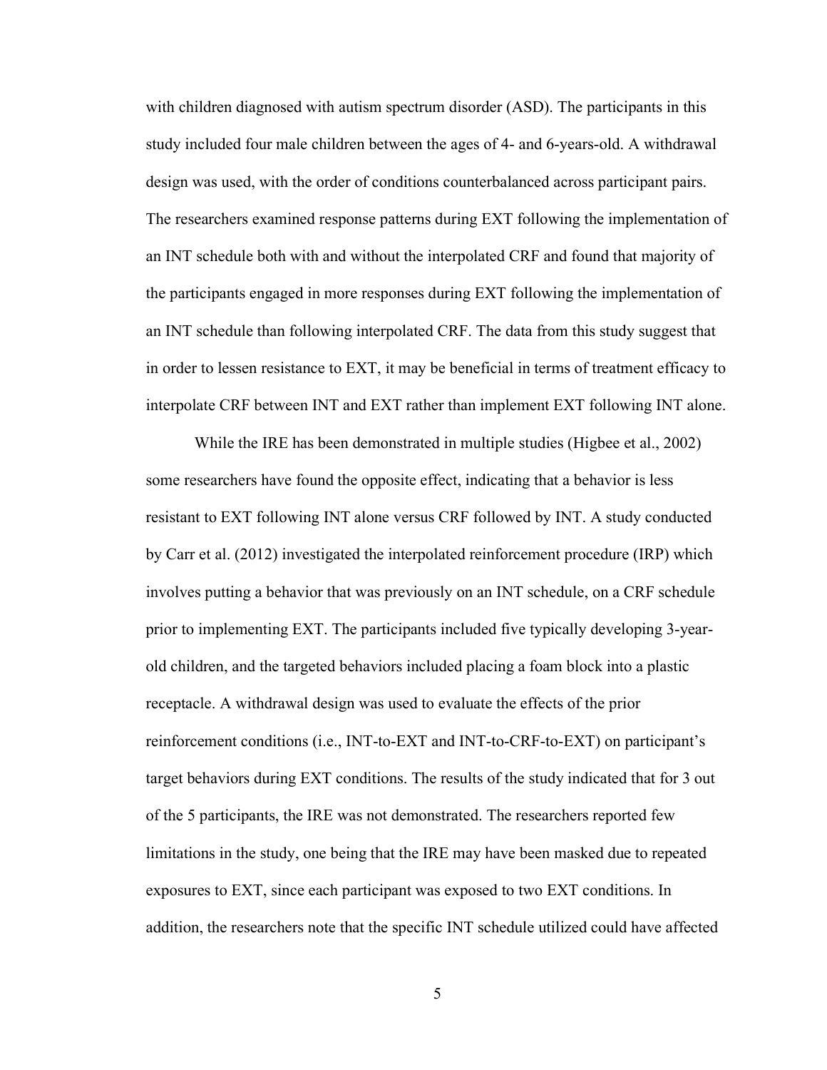with children diagnosed with autism spectrum disorder (ASD). The participants in this study included four male children between the ages of 4- and 6-years-old. A withdrawal design was used, with the order of conditions counterbalanced across participant pairs. The researchers examined response patterns during EXT following the implementation of an INT schedule both with and without the interpolated CRF and found that majority of the participants engaged in more responses during EXT following the implementation of an INT schedule than following interpolated CRF. The data from this study suggest that in order to lessen resistance to EXT, it may be beneficial in terms of treatment efficacy to interpolate CRF between INT and EXT rather than implement EXT following INT alone.

While the IRE has been demonstrated in multiple studies (Higbee et al., 2002) some researchers have found the opposite effect, indicating that a behavior is less resistant to EXT following INT alone versus CRF followed by INT. A study conducted by Carr et al. (2012) investigated the interpolated reinforcement procedure (IRP) which involves putting a behavior that was previously on an INT schedule, on a CRF schedule prior to implementing EXT. The participants included five typically developing 3-year-old children, and the targeted behaviors included placing a foam block into a plastic receptacle. A withdrawal design was used to evaluate the effects of the prior reinforcement conditions (i.e., INT-to-EXT and INT-to-CRF-to-EXT) on participant's target behaviors during EXT conditions. The results of the study indicated that for 3 out of the 5 participants, the IRE was not demonstrated. The researchers reported few limitations in the study, one being that the IRE may have been masked due to repeated exposures to EXT, since each participant was exposed to two EXT conditions. In addition, the researchers note that the specific INT schedule utilized could have affected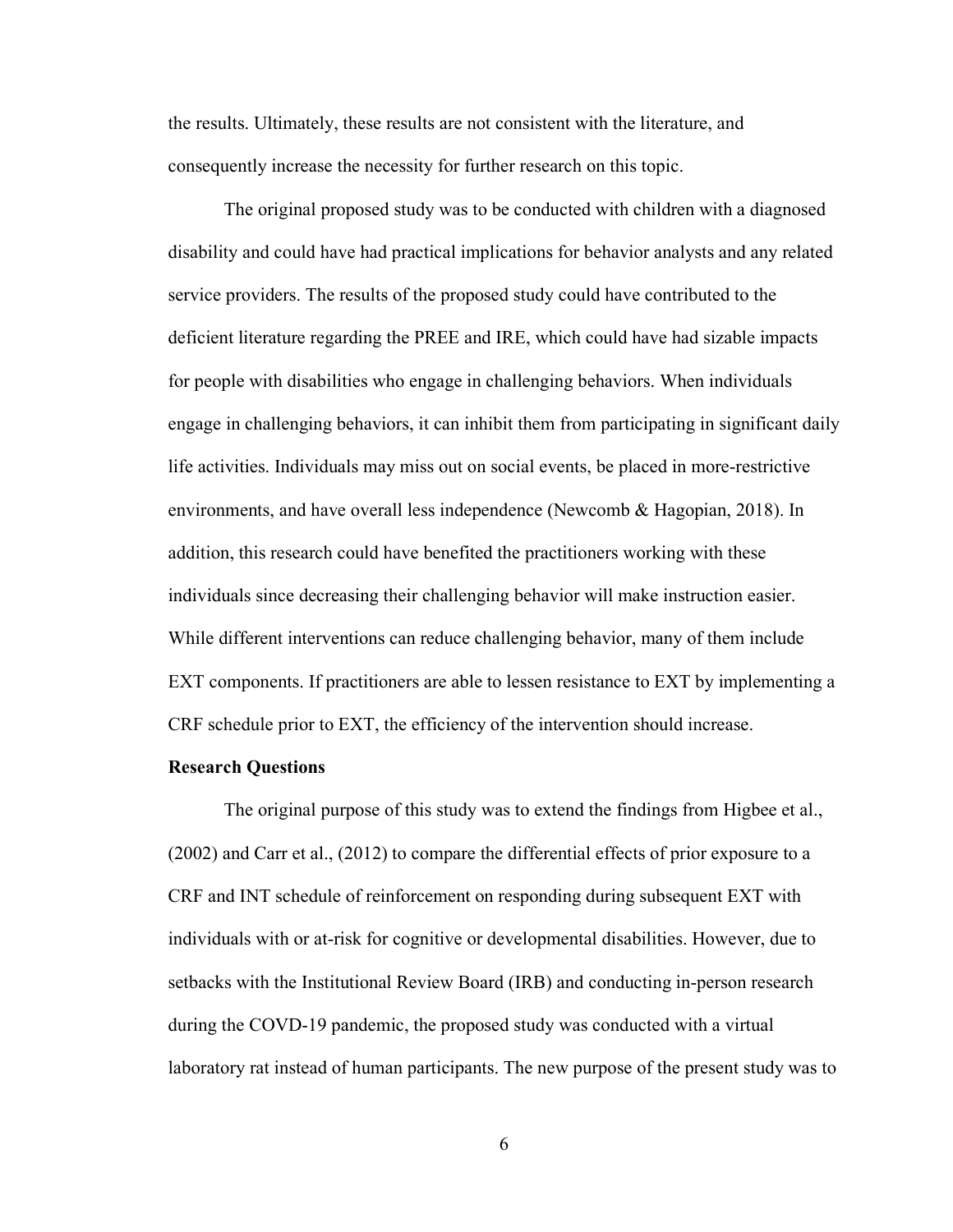the results. Ultimately, these results are not consistent with the literature, and consequently increase the necessity for further research on this topic.

The original proposed study was to be conducted with children with a diagnosed disability and could have had practical implications for behavior analysts and any related service providers. The results of the proposed study could have contributed to the deficient literature regarding the PREE and IRE, which could have had sizable impacts for people with disabilities who engage in challenging behaviors. When individuals engage in challenging behaviors, it can inhibit them from participating in significant daily life activities. Individuals may miss out on social events, be placed in more-restrictive environments, and have overall less independence (Newcomb & Hagopian, 2018). In addition, this research could have benefited the practitioners working with these individuals since decreasing their challenging behavior will make instruction easier. While different interventions can reduce challenging behavior, many of them include EXT components. If practitioners are able to lessen resistance to EXT by implementing a CRF schedule prior to EXT, the efficiency of the intervention should increase.

**Research Questions**

The original purpose of this study was to extend the findings from Higbee et al., (2002) and Carr et al., (2012) to compare the differential effects of prior exposure to a CRF and INT schedule of reinforcement on responding during subsequent EXT with individuals with or at-risk for cognitive or developmental disabilities. However, due to setbacks with the Institutional Review Board (IRB) and conducting in-person research during the COVD-19 pandemic, the proposed study was conducted with a virtual laboratory rat instead of human participants. The new purpose of the present study was to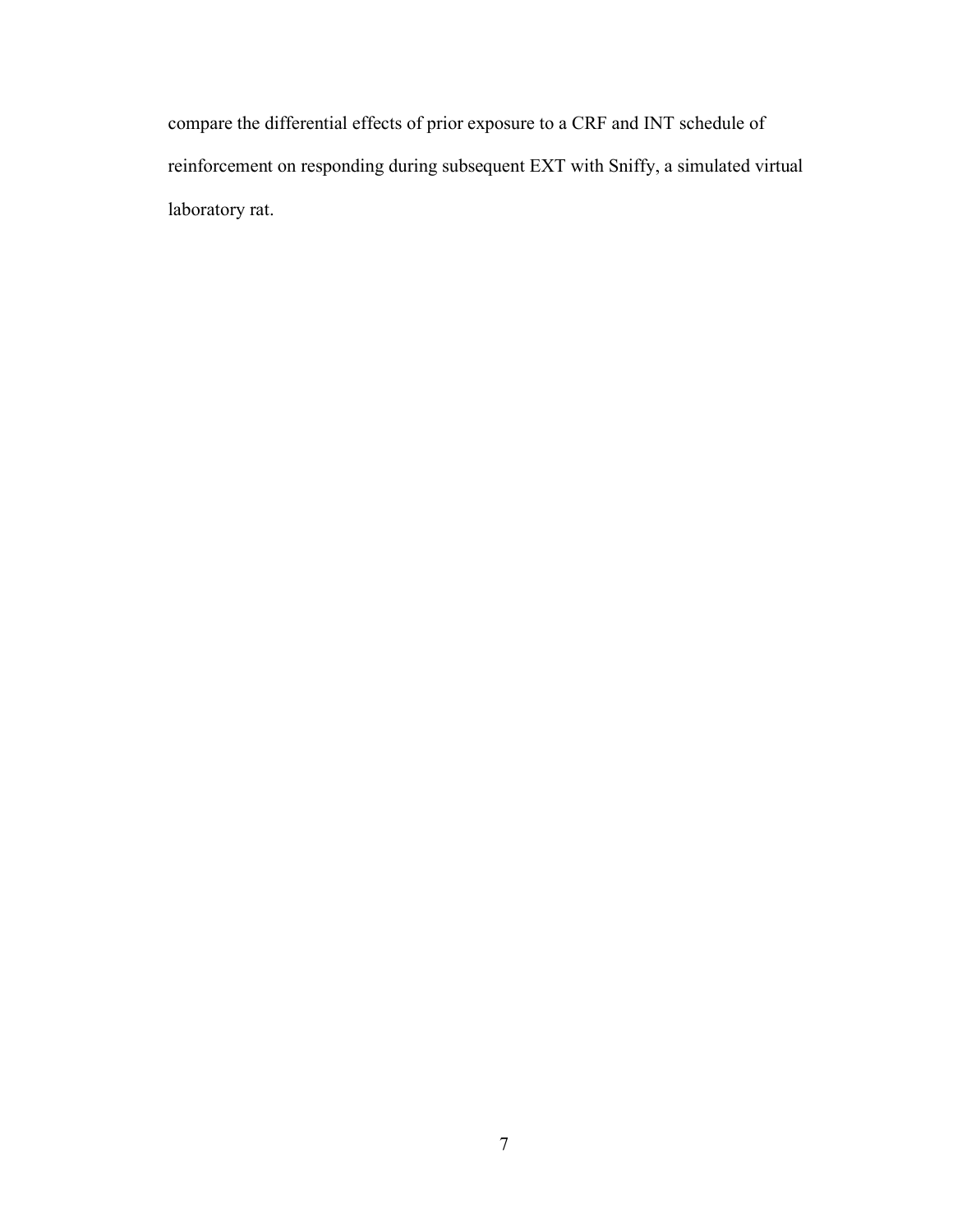compare the differential effects of prior exposure to a CRF and INT schedule of reinforcement on responding during subsequent EXT with Sniffy, a simulated virtual laboratory rat.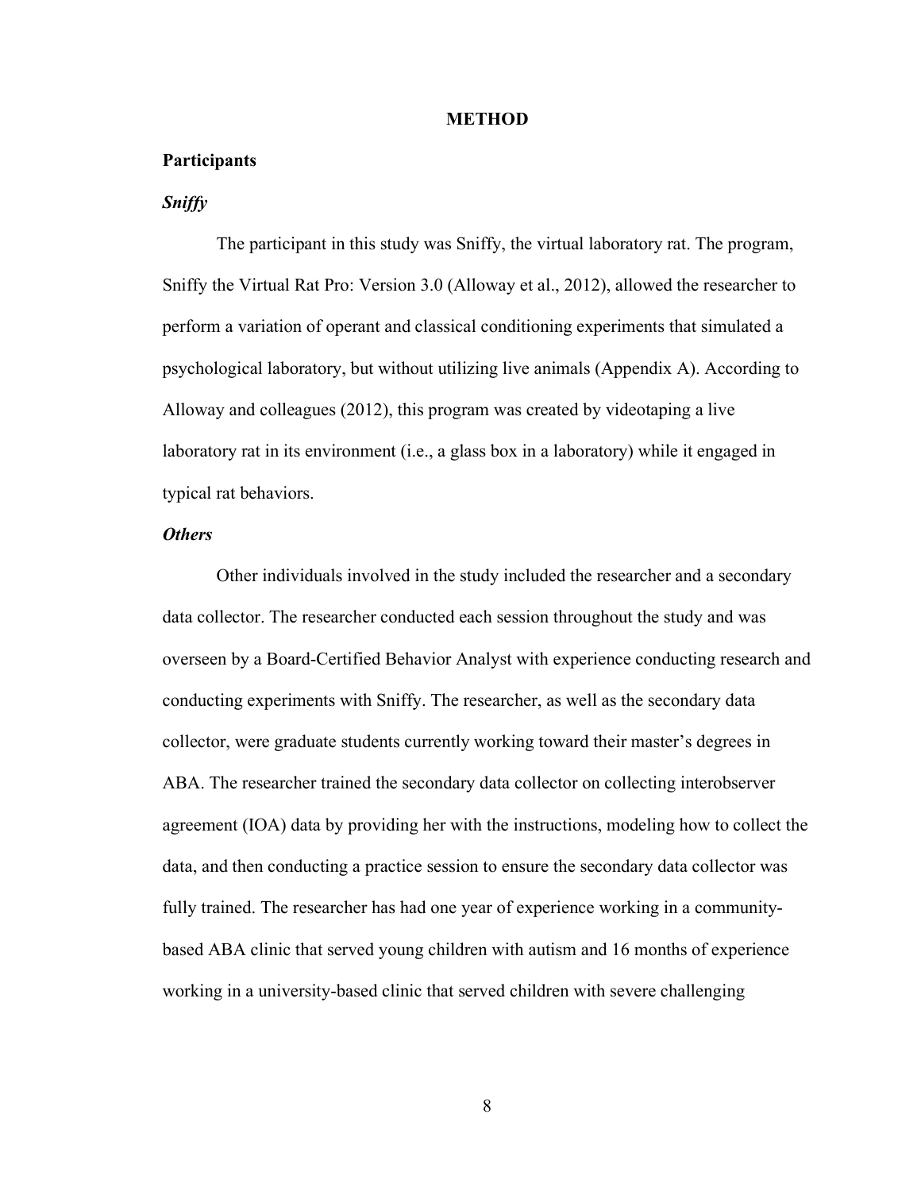# METHOD

## Participants

### *Sniffy*

The participant in this study was Sniffy, the virtual laboratory rat. The program, Sniffy the Virtual Rat Pro: Version 3.0 (Alloway et al., 2012), allowed the researcher to perform a variation of operant and classical conditioning experiments that simulated a psychological laboratory, but without utilizing live animals (Appendix A). According to Alloway and colleagues (2012), this program was created by videotaping a live laboratory rat in its environment (i.e., a glass box in a laboratory) while it engaged in typical rat behaviors.

### *Others*

Other individuals involved in the study included the researcher and a secondary data collector. The researcher conducted each session throughout the study and was overseen by a Board-Certified Behavior Analyst with experience conducting research and conducting experiments with Sniffy. The researcher, as well as the secondary data collector, were graduate students currently working toward their master's degrees in ABA. The researcher trained the secondary data collector on collecting interobserver agreement (IOA) data by providing her with the instructions, modeling how to collect the data, and then conducting a practice session to ensure the secondary data collector was fully trained. The researcher has had one year of experience working in a community-based ABA clinic that served young children with autism and 16 months of experience working in a university-based clinic that served children with severe challenging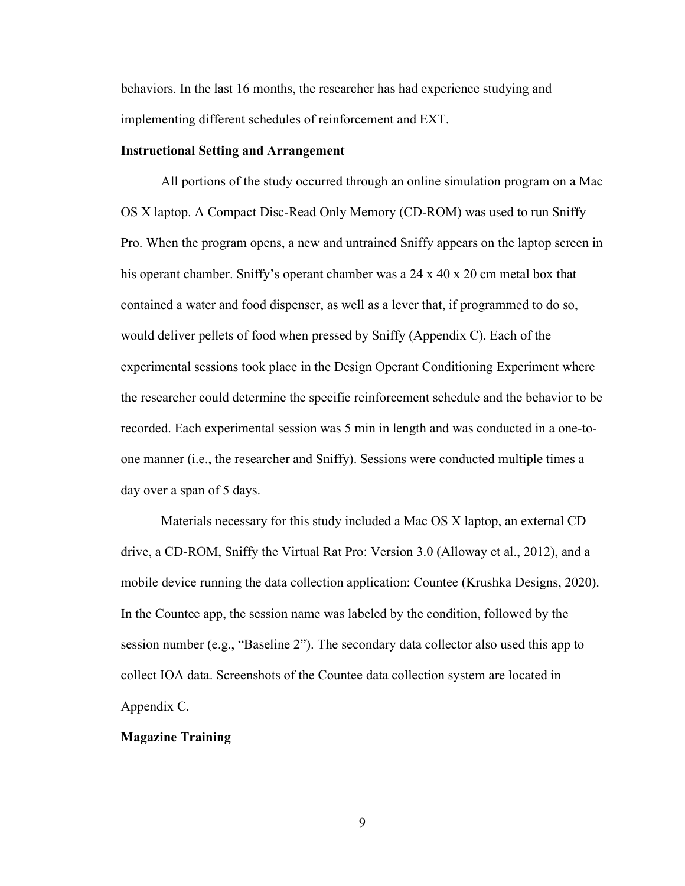behaviors. In the last 16 months, the researcher has had experience studying and implementing different schedules of reinforcement and EXT.

**Instructional Setting and Arrangement**

All portions of the study occurred through an online simulation program on a Mac OS X laptop. A Compact Disc-Read Only Memory (CD-ROM) was used to run Sniffy Pro. When the program opens, a new and untrained Sniffy appears on the laptop screen in his operant chamber. Sniffy's operant chamber was a 24 x 40 x 20 cm metal box that contained a water and food dispenser, as well as a lever that, if programmed to do so, would deliver pellets of food when pressed by Sniffy (Appendix C). Each of the experimental sessions took place in the Design Operant Conditioning Experiment where the researcher could determine the specific reinforcement schedule and the behavior to be recorded. Each experimental session was 5 min in length and was conducted in a one-to-one manner (i.e., the researcher and Sniffy). Sessions were conducted multiple times a day over a span of 5 days.

Materials necessary for this study included a Mac OS X laptop, an external CD drive, a CD-ROM, Sniffy the Virtual Rat Pro: Version 3.0 (Alloway et al., 2012), and a mobile device running the data collection application: Countee (Krushka Designs, 2020). In the Countee app, the session name was labeled by the condition, followed by the session number (e.g., "Baseline 2"). The secondary data collector also used this app to collect IOA data. Screenshots of the Countee data collection system are located in Appendix C.

**Magazine Training**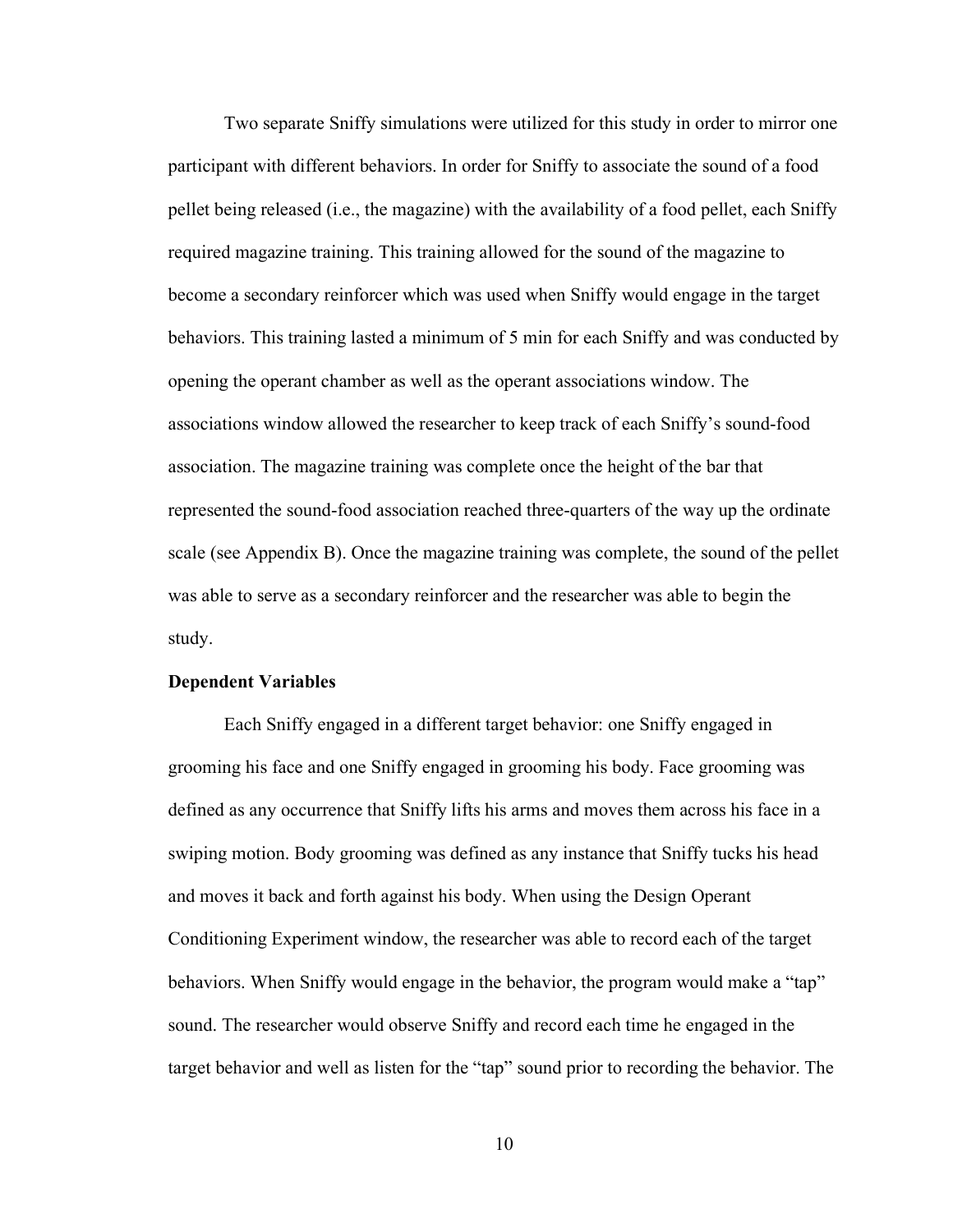Two separate Sniffy simulations were utilized for this study in order to mirror one participant with different behaviors. In order for Sniffy to associate the sound of a food pellet being released (i.e., the magazine) with the availability of a food pellet, each Sniffy required magazine training. This training allowed for the sound of the magazine to become a secondary reinforcer which was used when Sniffy would engage in the target behaviors. This training lasted a minimum of 5 min for each Sniffy and was conducted by opening the operant chamber as well as the operant associations window. The associations window allowed the researcher to keep track of each Sniffy's sound-food association. The magazine training was complete once the height of the bar that represented the sound-food association reached three-quarters of the way up the ordinate scale (see Appendix B). Once the magazine training was complete, the sound of the pellet was able to serve as a secondary reinforcer and the researcher was able to begin the study.

**Dependent Variables**

Each Sniffy engaged in a different target behavior: one Sniffy engaged in grooming his face and one Sniffy engaged in grooming his body. Face grooming was defined as any occurrence that Sniffy lifts his arms and moves them across his face in a swiping motion. Body grooming was defined as any instance that Sniffy tucks his head and moves it back and forth against his body. When using the Design Operant Conditioning Experiment window, the researcher was able to record each of the target behaviors. When Sniffy would engage in the behavior, the program would make a "tap" sound. The researcher would observe Sniffy and record each time he engaged in the target behavior and well as listen for the "tap" sound prior to recording the behavior. The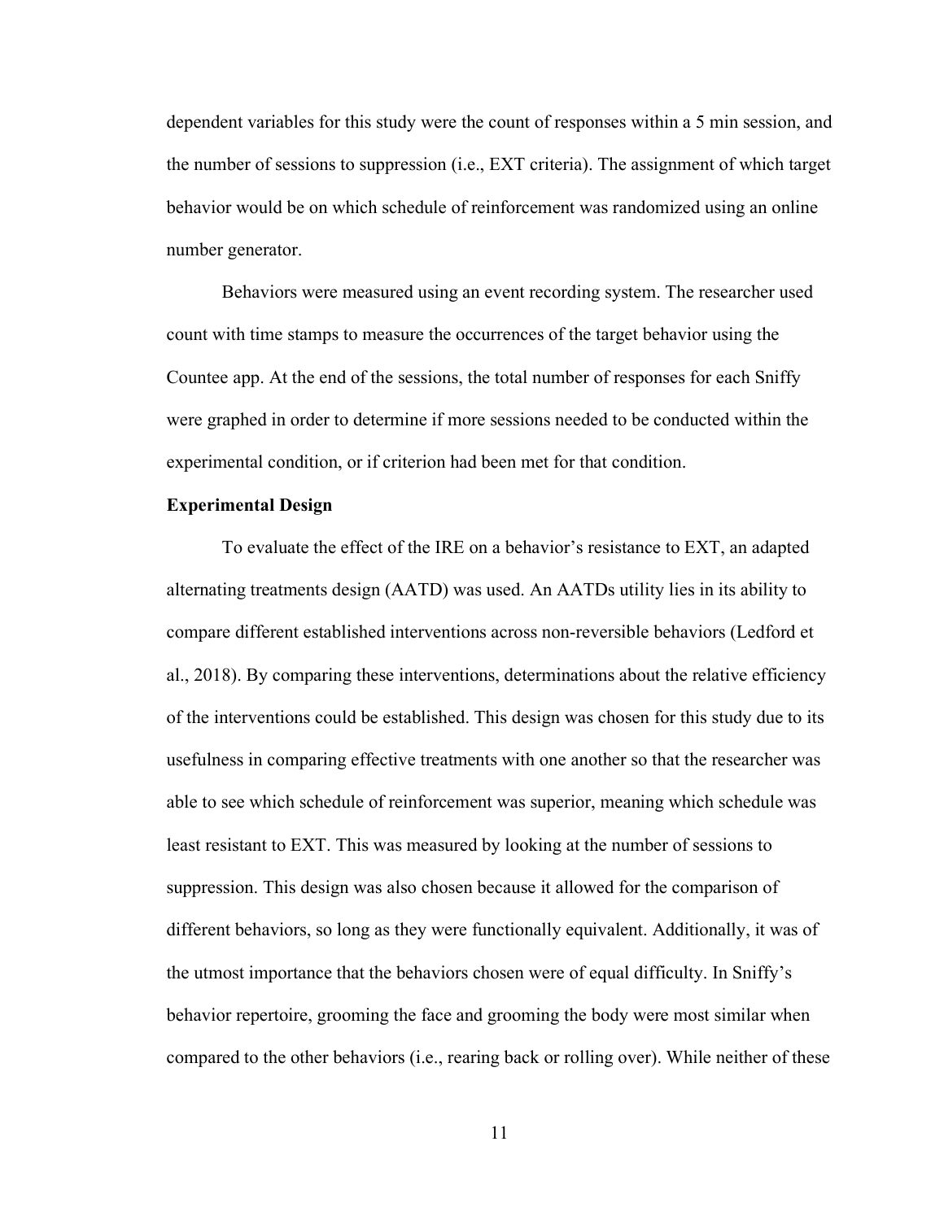dependent variables for this study were the count of responses within a 5 min session, and the number of sessions to suppression (i.e., EXT criteria). The assignment of which target behavior would be on which schedule of reinforcement was randomized using an online number generator.

Behaviors were measured using an event recording system. The researcher used count with time stamps to measure the occurrences of the target behavior using the Countee app. At the end of the sessions, the total number of responses for each Sniffy were graphed in order to determine if more sessions needed to be conducted within the experimental condition, or if criterion had been met for that condition.

**Experimental Design**

To evaluate the effect of the IRE on a behavior's resistance to EXT, an adapted alternating treatments design (AATD) was used. An AATDs utility lies in its ability to compare different established interventions across non-reversible behaviors (Ledford et al., 2018). By comparing these interventions, determinations about the relative efficiency of the interventions could be established. This design was chosen for this study due to its usefulness in comparing effective treatments with one another so that the researcher was able to see which schedule of reinforcement was superior, meaning which schedule was least resistant to EXT. This was measured by looking at the number of sessions to suppression. This design was also chosen because it allowed for the comparison of different behaviors, so long as they were functionally equivalent. Additionally, it was of the utmost importance that the behaviors chosen were of equal difficulty. In Sniffy's behavior repertoire, grooming the face and grooming the body were most similar when compared to the other behaviors (i.e., rearing back or rolling over). While neither of these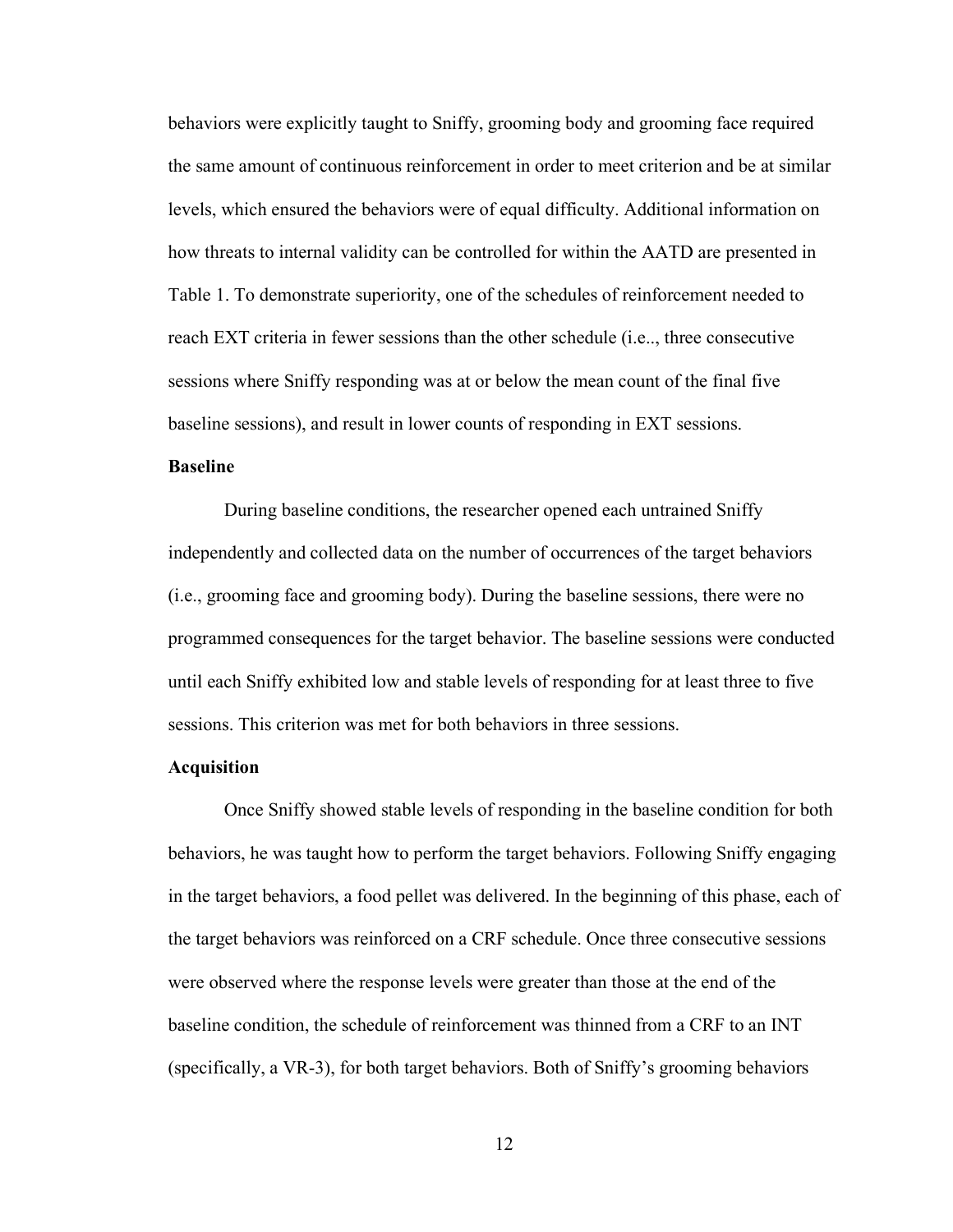behaviors were explicitly taught to Sniffy, grooming body and grooming face required the same amount of continuous reinforcement in order to meet criterion and be at similar levels, which ensured the behaviors were of equal difficulty. Additional information on how threats to internal validity can be controlled for within the AATD are presented in Table 1. To demonstrate superiority, one of the schedules of reinforcement needed to reach EXT criteria in fewer sessions than the other schedule (i.e.., three consecutive sessions where Sniffy responding was at or below the mean count of the final five baseline sessions), and result in lower counts of responding in EXT sessions.

**Baseline**

During baseline conditions, the researcher opened each untrained Sniffy independently and collected data on the number of occurrences of the target behaviors (i.e., grooming face and grooming body). During the baseline sessions, there were no programmed consequences for the target behavior. The baseline sessions were conducted until each Sniffy exhibited low and stable levels of responding for at least three to five sessions. This criterion was met for both behaviors in three sessions.

**Acquisition**

Once Sniffy showed stable levels of responding in the baseline condition for both behaviors, he was taught how to perform the target behaviors. Following Sniffy engaging in the target behaviors, a food pellet was delivered. In the beginning of this phase, each of the target behaviors was reinforced on a CRF schedule. Once three consecutive sessions were observed where the response levels were greater than those at the end of the baseline condition, the schedule of reinforcement was thinned from a CRF to an INT (specifically, a VR-3), for both target behaviors. Both of Sniffy's grooming behaviors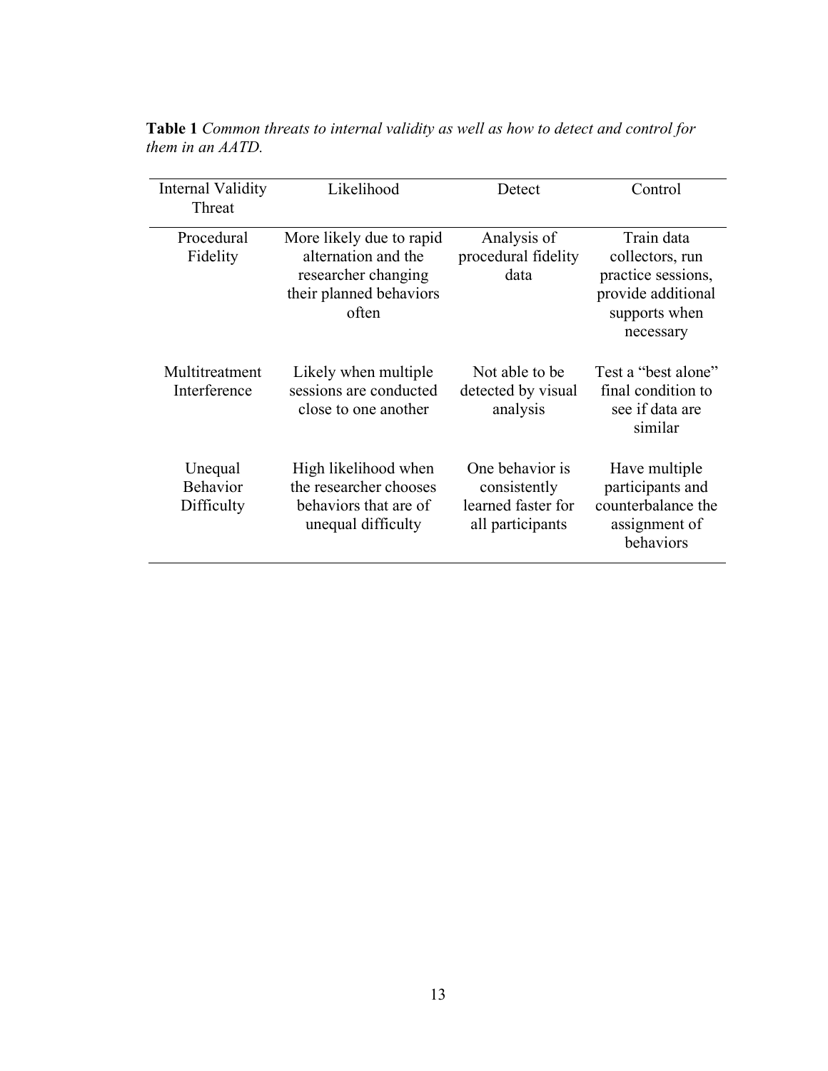**Table 1** *Common threats to internal validity as well as how to detect and control for them in an AATD.*

| Internal Validity Threat | Likelihood | Detect | Control |
|---|---|---|---|
| Procedural Fidelity | More likely due to rapid alternation and the researcher changing their planned behaviors often | Analysis of procedural fidelity data | Train data collectors, run practice sessions, provide additional supports when necessary |
| Multitreatment Interference | Likely when multiple sessions are conducted close to one another | Not able to be detected by visual analysis | Test a "best alone" final condition to see if data are similar |
| Unequal Behavior Difficulty | High likelihood when the researcher chooses behaviors that are of unequal difficulty | One behavior is consistently learned faster for all participants | Have multiple participants and counterbalance the assignment of behaviors |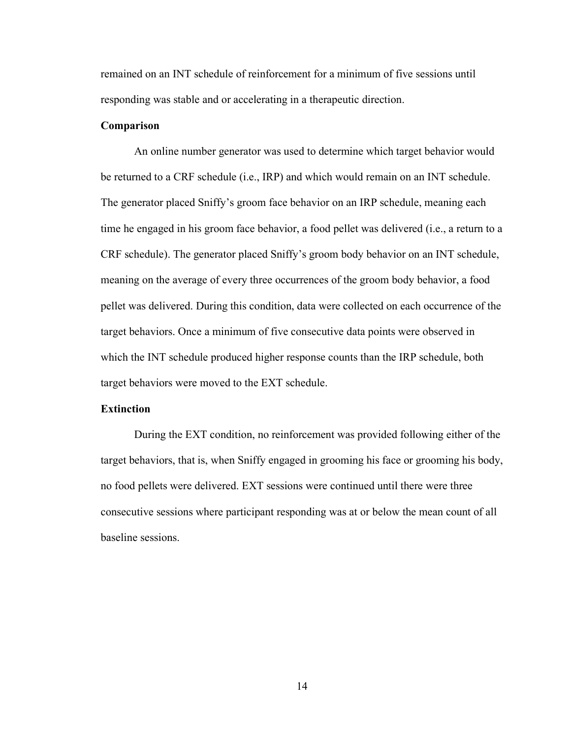remained on an INT schedule of reinforcement for a minimum of five sessions until responding was stable and or accelerating in a therapeutic direction.

### Comparison

An online number generator was used to determine which target behavior would be returned to a CRF schedule (i.e., IRP) and which would remain on an INT schedule. The generator placed Sniffy's groom face behavior on an IRP schedule, meaning each time he engaged in his groom face behavior, a food pellet was delivered (i.e., a return to a CRF schedule). The generator placed Sniffy's groom body behavior on an INT schedule, meaning on the average of every three occurrences of the groom body behavior, a food pellet was delivered. During this condition, data were collected on each occurrence of the target behaviors. Once a minimum of five consecutive data points were observed in which the INT schedule produced higher response counts than the IRP schedule, both target behaviors were moved to the EXT schedule.

### Extinction

During the EXT condition, no reinforcement was provided following either of the target behaviors, that is, when Sniffy engaged in grooming his face or grooming his body, no food pellets were delivered. EXT sessions were continued until there were three consecutive sessions where participant responding was at or below the mean count of all baseline sessions.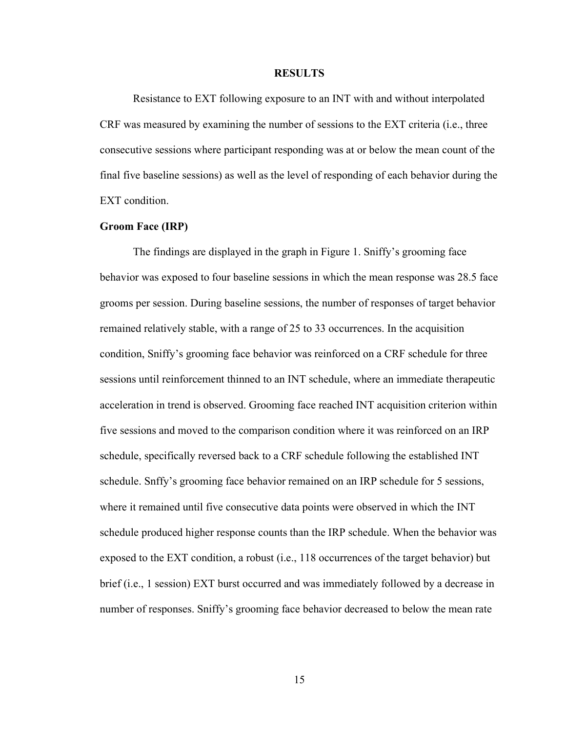## RESULTS

Resistance to EXT following exposure to an INT with and without interpolated CRF was measured by examining the number of sessions to the EXT criteria (i.e., three consecutive sessions where participant responding was at or below the mean count of the final five baseline sessions) as well as the level of responding of each behavior during the EXT condition.

### Groom Face (IRP)

The findings are displayed in the graph in Figure 1. Sniffy's grooming face behavior was exposed to four baseline sessions in which the mean response was 28.5 face grooms per session. During baseline sessions, the number of responses of target behavior remained relatively stable, with a range of 25 to 33 occurrences. In the acquisition condition, Sniffy's grooming face behavior was reinforced on a CRF schedule for three sessions until reinforcement thinned to an INT schedule, where an immediate therapeutic acceleration in trend is observed. Grooming face reached INT acquisition criterion within five sessions and moved to the comparison condition where it was reinforced on an IRP schedule, specifically reversed back to a CRF schedule following the established INT schedule. Snffy's grooming face behavior remained on an IRP schedule for 5 sessions, where it remained until five consecutive data points were observed in which the INT schedule produced higher response counts than the IRP schedule. When the behavior was exposed to the EXT condition, a robust (i.e., 118 occurrences of the target behavior) but brief (i.e., 1 session) EXT burst occurred and was immediately followed by a decrease in number of responses. Sniffy's grooming face behavior decreased to below the mean rate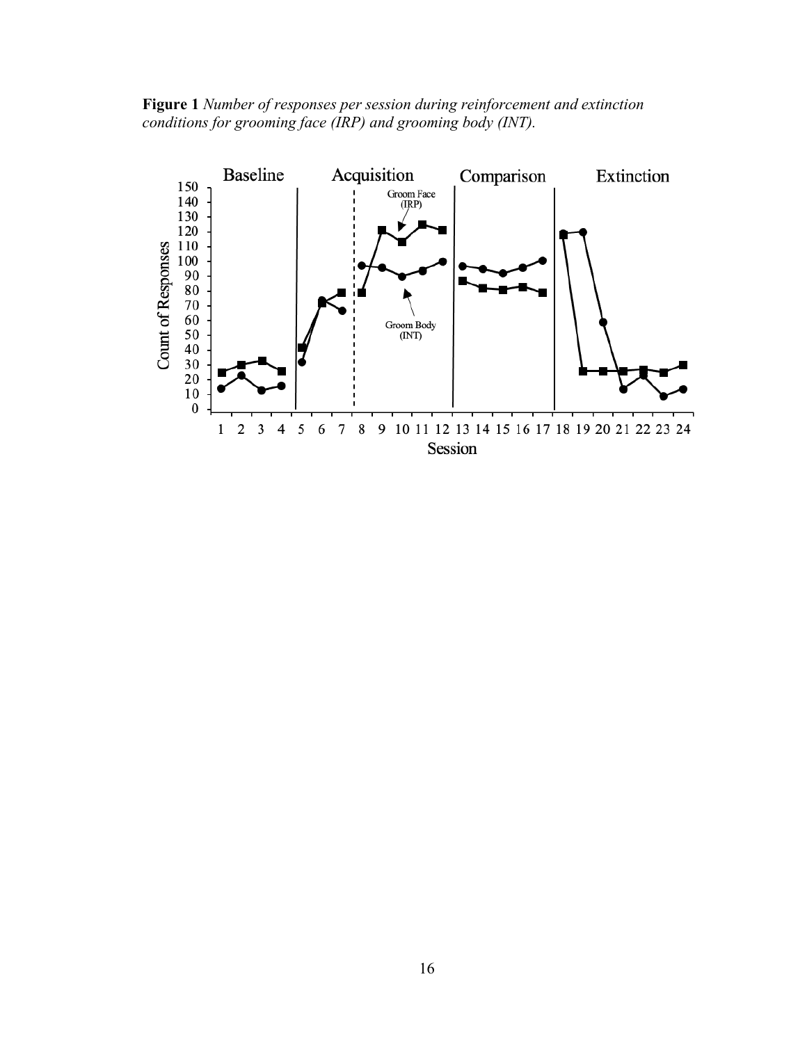**Figure 1** *Number of responses per session during reinforcement and extinction conditions for grooming face (IRP) and grooming body (INT).*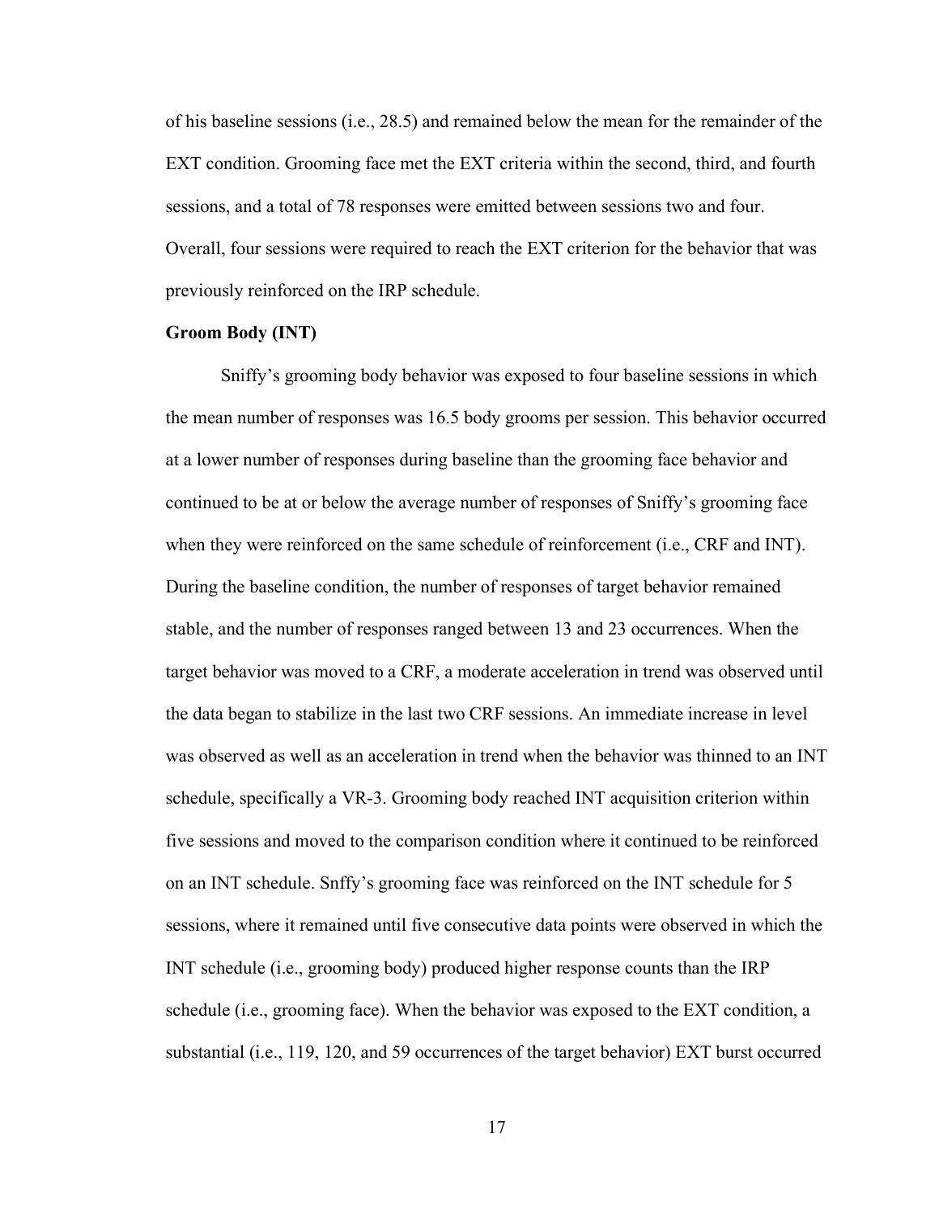of his baseline sessions (i.e., 28.5) and remained below the mean for the remainder of the EXT condition. Grooming face met the EXT criteria within the second, third, and fourth sessions, and a total of 78 responses were emitted between sessions two and four. Overall, four sessions were required to reach the EXT criterion for the behavior that was previously reinforced on the IRP schedule.

**Groom Body (INT)**

Sniffy's grooming body behavior was exposed to four baseline sessions in which the mean number of responses was 16.5 body grooms per session. This behavior occurred at a lower number of responses during baseline than the grooming face behavior and continued to be at or below the average number of responses of Sniffy's grooming face when they were reinforced on the same schedule of reinforcement (i.e., CRF and INT). During the baseline condition, the number of responses of target behavior remained stable, and the number of responses ranged between 13 and 23 occurrences. When the target behavior was moved to a CRF, a moderate acceleration in trend was observed until the data began to stabilize in the last two CRF sessions. An immediate increase in level was observed as well as an acceleration in trend when the behavior was thinned to an INT schedule, specifically a VR-3. Grooming body reached INT acquisition criterion within five sessions and moved to the comparison condition where it continued to be reinforced on an INT schedule. Snffy's grooming face was reinforced on the INT schedule for 5 sessions, where it remained until five consecutive data points were observed in which the INT schedule (i.e., grooming body) produced higher response counts than the IRP schedule (i.e., grooming face). When the behavior was exposed to the EXT condition, a substantial (i.e., 119, 120, and 59 occurrences of the target behavior) EXT burst occurred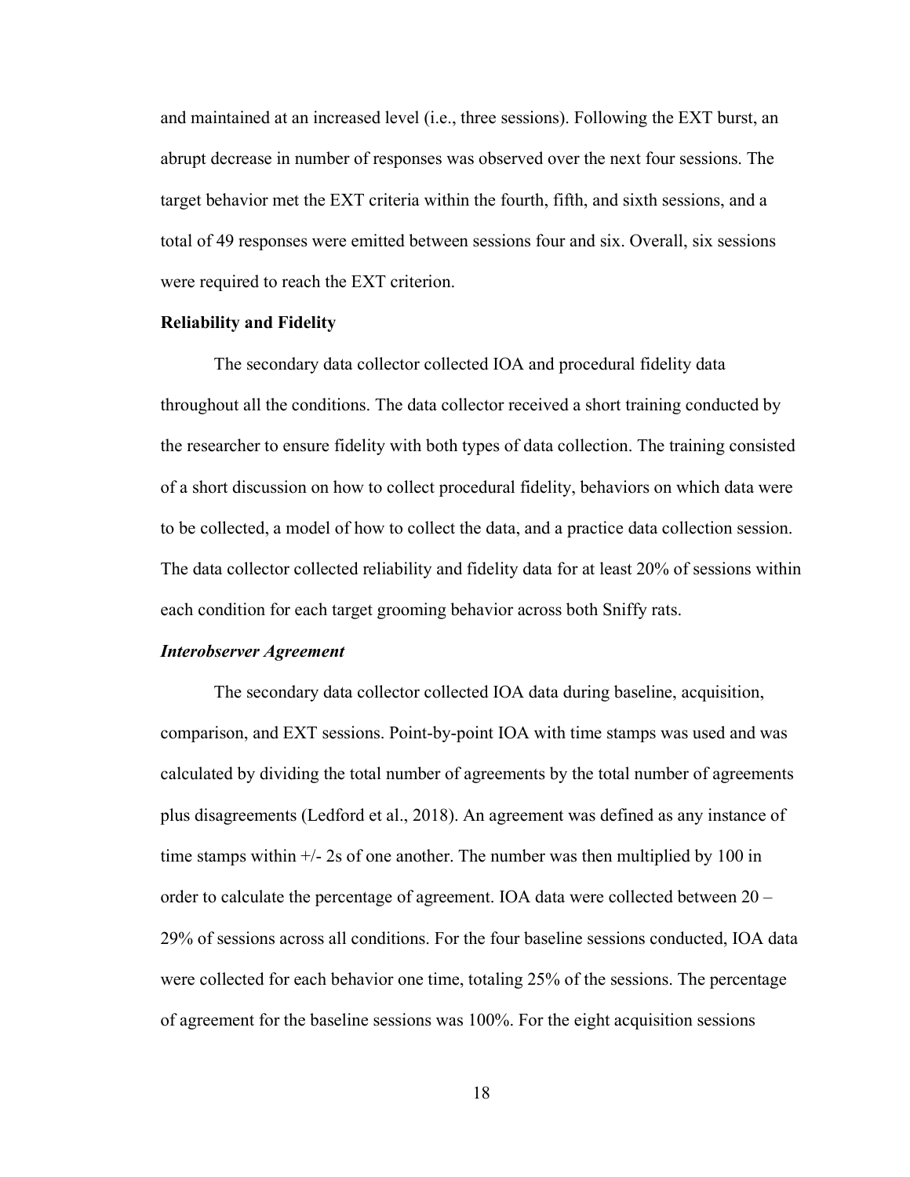and maintained at an increased level (i.e., three sessions). Following the EXT burst, an abrupt decrease in number of responses was observed over the next four sessions. The target behavior met the EXT criteria within the fourth, fifth, and sixth sessions, and a total of 49 responses were emitted between sessions four and six. Overall, six sessions were required to reach the EXT criterion.

## Reliability and Fidelity

The secondary data collector collected IOA and procedural fidelity data throughout all the conditions. The data collector received a short training conducted by the researcher to ensure fidelity with both types of data collection. The training consisted of a short discussion on how to collect procedural fidelity, behaviors on which data were to be collected, a model of how to collect the data, and a practice data collection session. The data collector collected reliability and fidelity data for at least 20% of sessions within each condition for each target grooming behavior across both Sniffy rats.

### *Interobserver Agreement*

The secondary data collector collected IOA data during baseline, acquisition, comparison, and EXT sessions. Point-by-point IOA with time stamps was used and was calculated by dividing the total number of agreements by the total number of agreements plus disagreements (Ledford et al., 2018). An agreement was defined as any instance of time stamps within +/- 2s of one another. The number was then multiplied by 100 in order to calculate the percentage of agreement. IOA data were collected between 20 – 29% of sessions across all conditions. For the four baseline sessions conducted, IOA data were collected for each behavior one time, totaling 25% of the sessions. The percentage of agreement for the baseline sessions was 100%. For the eight acquisition sessions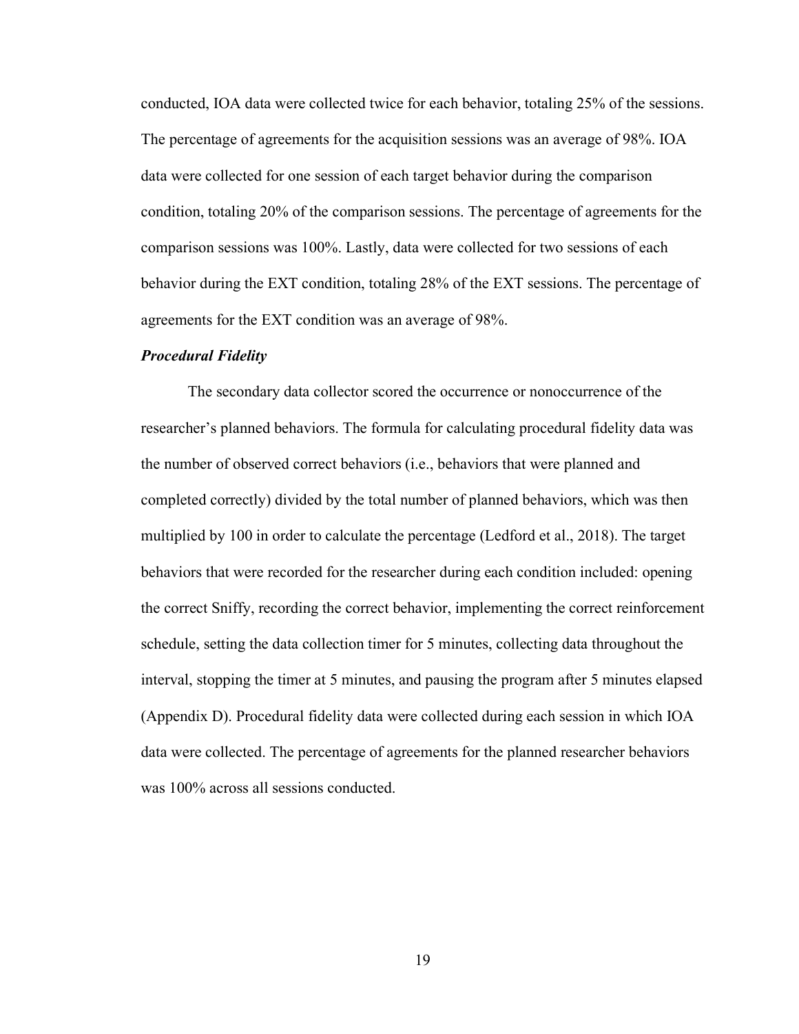conducted, IOA data were collected twice for each behavior, totaling 25% of the sessions. The percentage of agreements for the acquisition sessions was an average of 98%. IOA data were collected for one session of each target behavior during the comparison condition, totaling 20% of the comparison sessions. The percentage of agreements for the comparison sessions was 100%. Lastly, data were collected for two sessions of each behavior during the EXT condition, totaling 28% of the EXT sessions. The percentage of agreements for the EXT condition was an average of 98%.

### ***Procedural Fidelity***

The secondary data collector scored the occurrence or nonoccurrence of the researcher's planned behaviors. The formula for calculating procedural fidelity data was the number of observed correct behaviors (i.e., behaviors that were planned and completed correctly) divided by the total number of planned behaviors, which was then multiplied by 100 in order to calculate the percentage (Ledford et al., 2018). The target behaviors that were recorded for the researcher during each condition included: opening the correct Sniffy, recording the correct behavior, implementing the correct reinforcement schedule, setting the data collection timer for 5 minutes, collecting data throughout the interval, stopping the timer at 5 minutes, and pausing the program after 5 minutes elapsed (Appendix D). Procedural fidelity data were collected during each session in which IOA data were collected. The percentage of agreements for the planned researcher behaviors was 100% across all sessions conducted.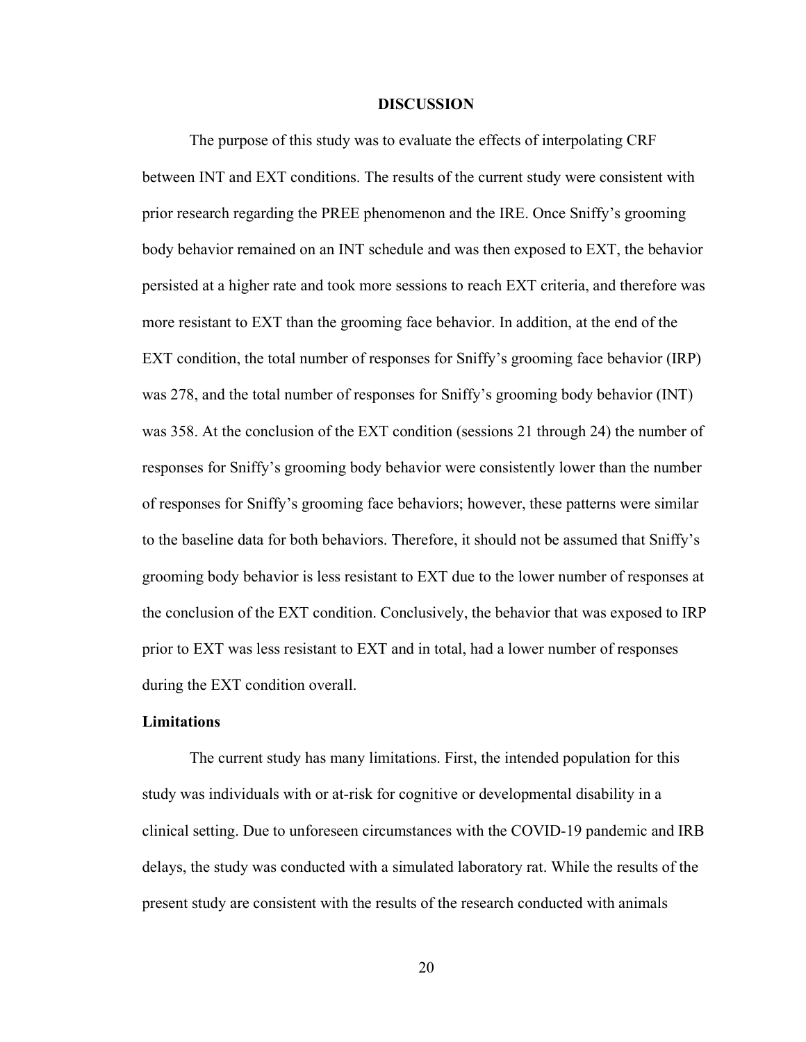# DISCUSSION

The purpose of this study was to evaluate the effects of interpolating CRF between INT and EXT conditions. The results of the current study were consistent with prior research regarding the PREE phenomenon and the IRE. Once Sniffy's grooming body behavior remained on an INT schedule and was then exposed to EXT, the behavior persisted at a higher rate and took more sessions to reach EXT criteria, and therefore was more resistant to EXT than the grooming face behavior. In addition, at the end of the EXT condition, the total number of responses for Sniffy's grooming face behavior (IRP) was 278, and the total number of responses for Sniffy's grooming body behavior (INT) was 358. At the conclusion of the EXT condition (sessions 21 through 24) the number of responses for Sniffy's grooming body behavior were consistently lower than the number of responses for Sniffy's grooming face behaviors; however, these patterns were similar to the baseline data for both behaviors. Therefore, it should not be assumed that Sniffy's grooming body behavior is less resistant to EXT due to the lower number of responses at the conclusion of the EXT condition. Conclusively, the behavior that was exposed to IRP prior to EXT was less resistant to EXT and in total, had a lower number of responses during the EXT condition overall.

## Limitations

The current study has many limitations. First, the intended population for this study was individuals with or at-risk for cognitive or developmental disability in a clinical setting. Due to unforeseen circumstances with the COVID-19 pandemic and IRB delays, the study was conducted with a simulated laboratory rat. While the results of the present study are consistent with the results of the research conducted with animals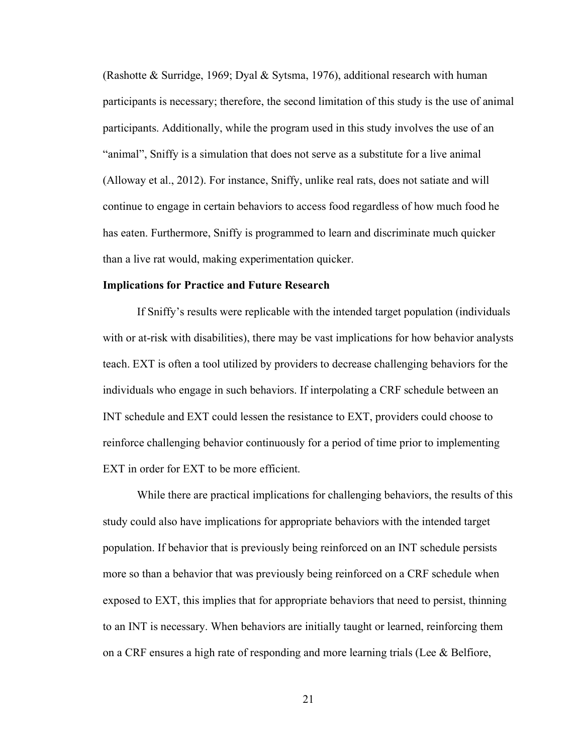(Rashotte & Surridge, 1969; Dyal & Sytsma, 1976), additional research with human participants is necessary; therefore, the second limitation of this study is the use of animal participants. Additionally, while the program used in this study involves the use of an "animal", Sniffy is a simulation that does not serve as a substitute for a live animal (Alloway et al., 2012). For instance, Sniffy, unlike real rats, does not satiate and will continue to engage in certain behaviors to access food regardless of how much food he has eaten. Furthermore, Sniffy is programmed to learn and discriminate much quicker than a live rat would, making experimentation quicker.

**Implications for Practice and Future Research**

If Sniffy's results were replicable with the intended target population (individuals with or at-risk with disabilities), there may be vast implications for how behavior analysts teach. EXT is often a tool utilized by providers to decrease challenging behaviors for the individuals who engage in such behaviors. If interpolating a CRF schedule between an INT schedule and EXT could lessen the resistance to EXT, providers could choose to reinforce challenging behavior continuously for a period of time prior to implementing EXT in order for EXT to be more efficient.

While there are practical implications for challenging behaviors, the results of this study could also have implications for appropriate behaviors with the intended target population. If behavior that is previously being reinforced on an INT schedule persists more so than a behavior that was previously being reinforced on a CRF schedule when exposed to EXT, this implies that for appropriate behaviors that need to persist, thinning to an INT is necessary. When behaviors are initially taught or learned, reinforcing them on a CRF ensures a high rate of responding and more learning trials (Lee & Belfiore,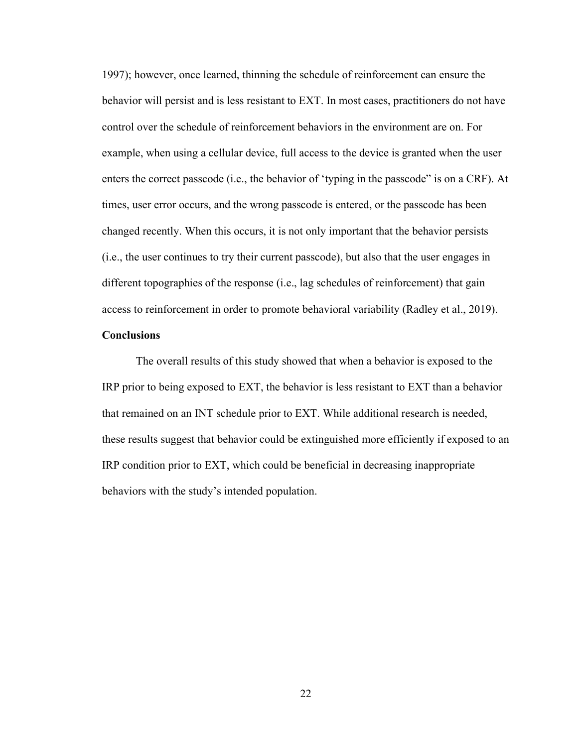1997); however, once learned, thinning the schedule of reinforcement can ensure the behavior will persist and is less resistant to EXT. In most cases, practitioners do not have control over the schedule of reinforcement behaviors in the environment are on. For example, when using a cellular device, full access to the device is granted when the user enters the correct passcode (i.e., the behavior of 'typing in the passcode" is on a CRF). At times, user error occurs, and the wrong passcode is entered, or the passcode has been changed recently. When this occurs, it is not only important that the behavior persists (i.e., the user continues to try their current passcode), but also that the user engages in different topographies of the response (i.e., lag schedules of reinforcement) that gain access to reinforcement in order to promote behavioral variability (Radley et al., 2019).

**Conclusions**

The overall results of this study showed that when a behavior is exposed to the IRP prior to being exposed to EXT, the behavior is less resistant to EXT than a behavior that remained on an INT schedule prior to EXT. While additional research is needed, these results suggest that behavior could be extinguished more efficiently if exposed to an IRP condition prior to EXT, which could be beneficial in decreasing inappropriate behaviors with the study's intended population.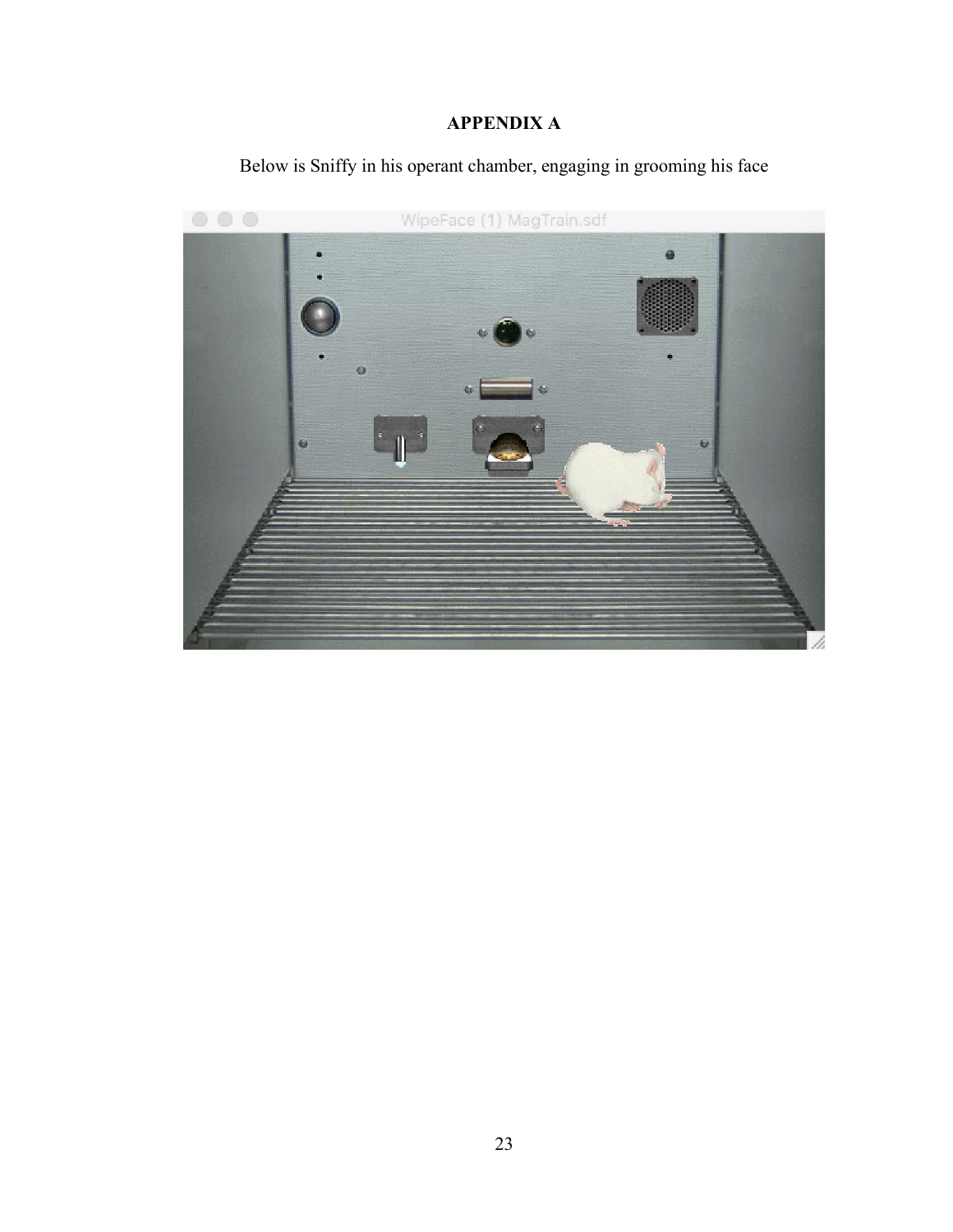# APPENDIX A

Below is Sniffy in his operant chamber, engaging in grooming his face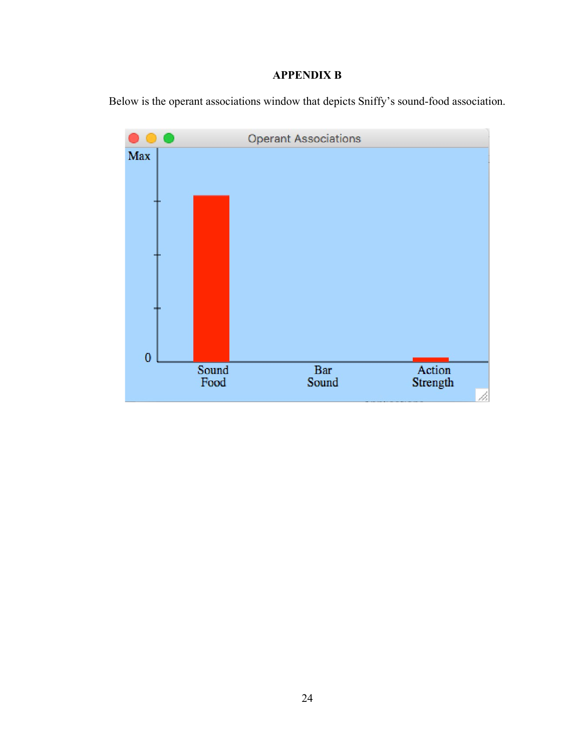**APPENDIX B**

Below is the operant associations window that depicts Sniffy's sound-food association.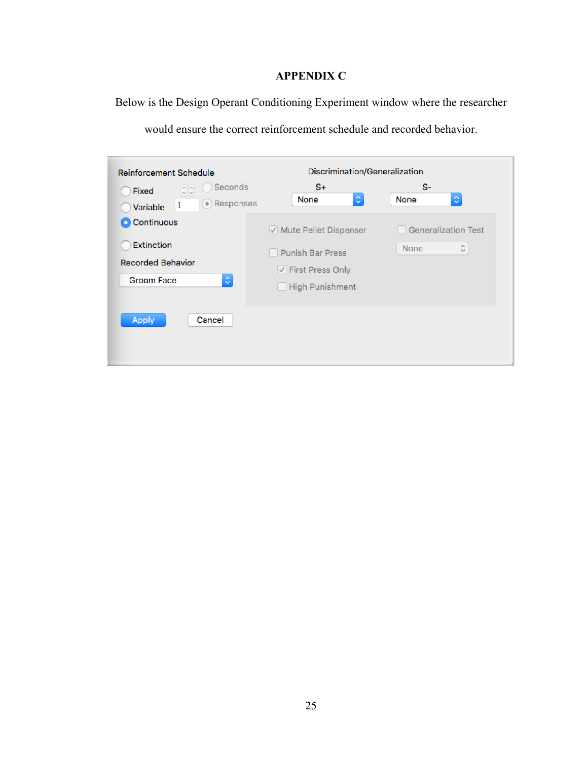# APPENDIX C

Below is the Design Operant Conditioning Experiment window where the researcher would ensure the correct reinforcement schedule and recorded behavior.

Reinforcement Schedule

- Fixed
- Variable 1
- Continuous (selected)
- Extinction

Seconds / Responses

Recorded Behavior: Groom Face

Discrimination/Generalization

S+: None

S-: None

- [x] Mute Pellet Dispenser
- [ ] Punish Bar Press
- [x] First Press Only
- [ ] High Punishment
- [ ] Generalization Test: None

Apply | Cancel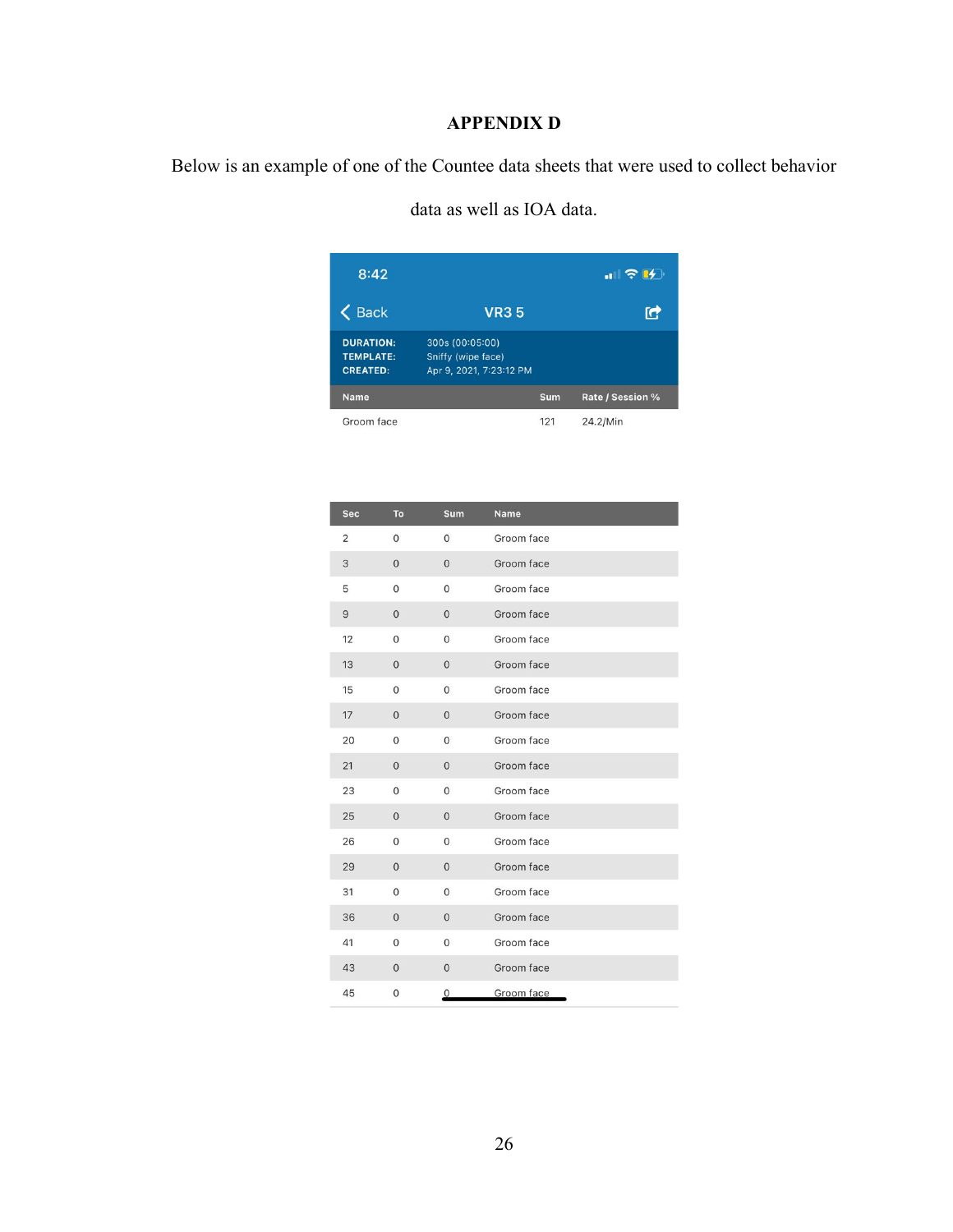# APPENDIX D

Below is an example of one of the Countee data sheets that were used to collect behavior data as well as IOA data.

8:42

Back **VR3 5**

**DURATION:** 300s (00:05:00)
**TEMPLATE:** Sniffy (wipe face)
**CREATED:** Apr 9, 2021, 7:23:12 PM

| Name | Sum | Rate / Session % |
|---|---|---|
| Groom face | 121 | 24.2/Min |

| Sec | To | Sum | Name |
|---|---|---|---|
| 2 | 0 | 0 | Groom face |
| 3 | 0 | 0 | Groom face |
| 5 | 0 | 0 | Groom face |
| 9 | 0 | 0 | Groom face |
| 12 | 0 | 0 | Groom face |
| 13 | 0 | 0 | Groom face |
| 15 | 0 | 0 | Groom face |
| 17 | 0 | 0 | Groom face |
| 20 | 0 | 0 | Groom face |
| 21 | 0 | 0 | Groom face |
| 23 | 0 | 0 | Groom face |
| 25 | 0 | 0 | Groom face |
| 26 | 0 | 0 | Groom face |
| 29 | 0 | 0 | Groom face |
| 31 | 0 | 0 | Groom face |
| 36 | 0 | 0 | Groom face |
| 41 | 0 | 0 | Groom face |
| 43 | 0 | 0 | Groom face |
| 45 | 0 | 0 | Groom face |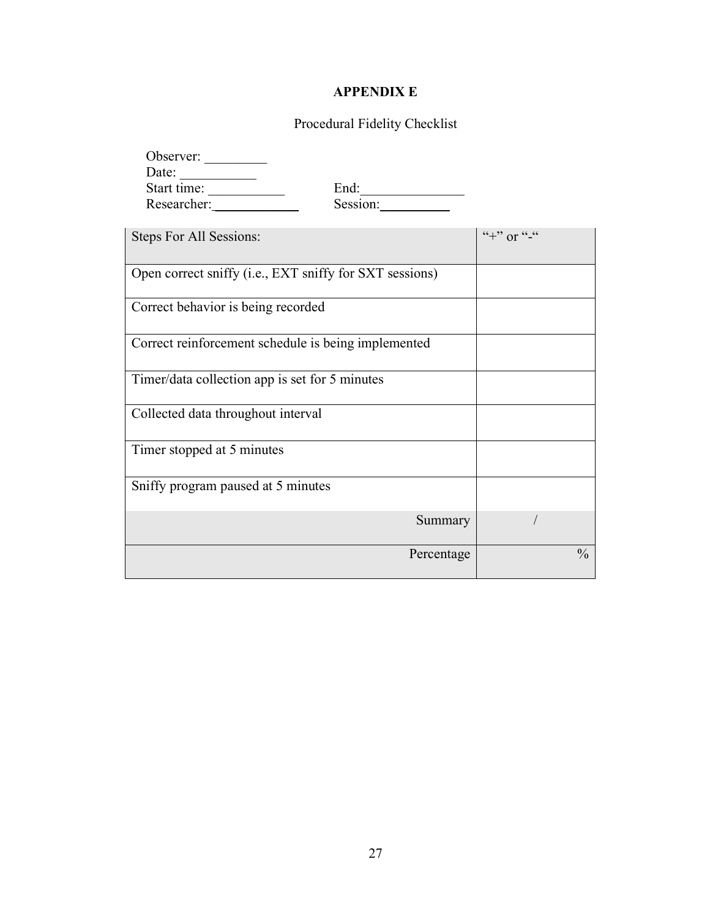# APPENDIX E

Procedural Fidelity Checklist

Observer: _________
Date: ___________
Start time: ___________ End:_______________
Researcher:_____________ Session:__________

| Steps For All Sessions: | "+" or "-" |
|---|---|
| Open correct sniffy (i.e., EXT sniffy for SXT sessions) | |
| Correct behavior is being recorded | |
| Correct reinforcement schedule is being implemented | |
| Timer/data collection app is set for 5 minutes | |
| Collected data throughout interval | |
| Timer stopped at 5 minutes | |
| Sniffy program paused at 5 minutes | |
| Summary | / |
| Percentage | % |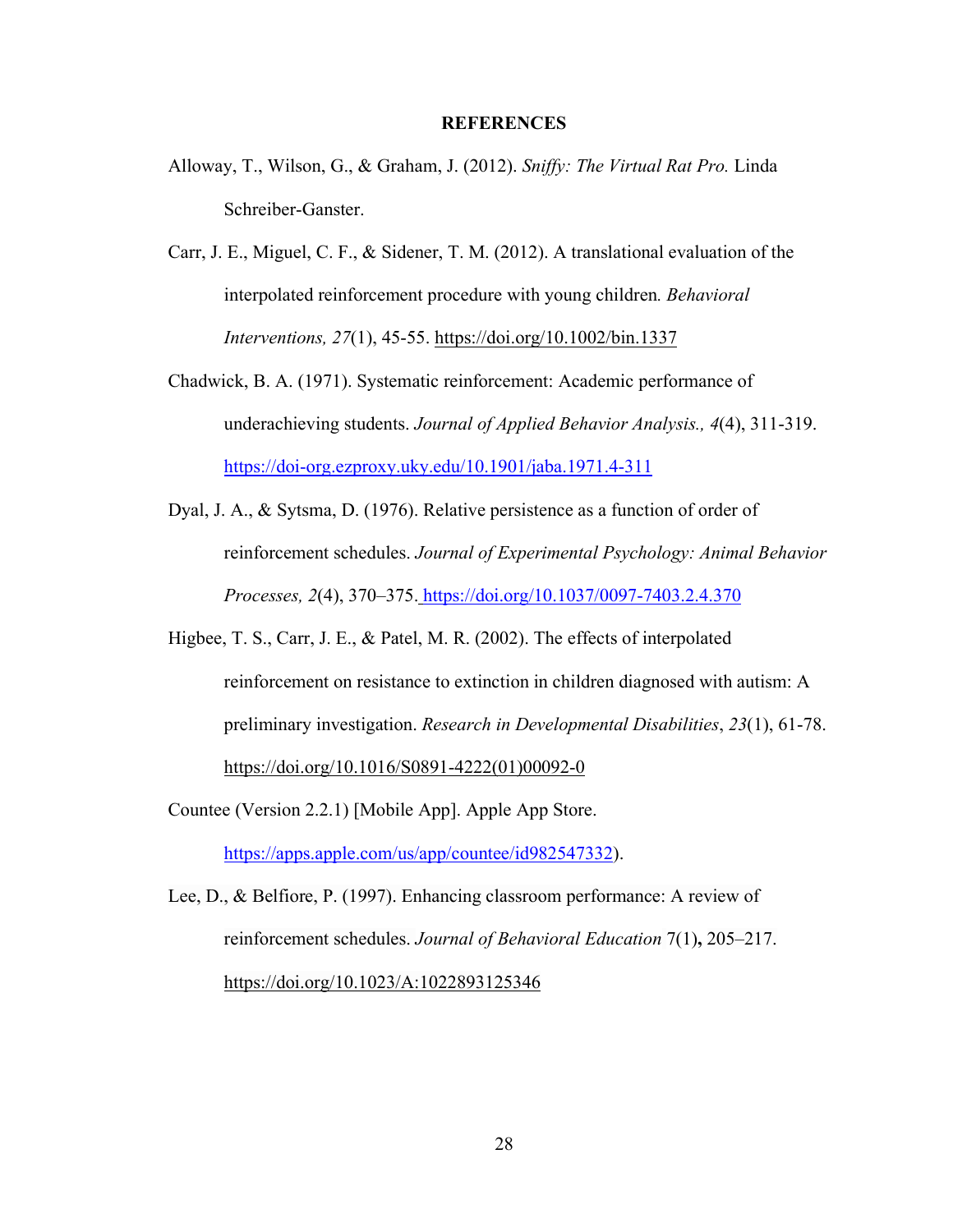# REFERENCES

Alloway, T., Wilson, G., & Graham, J. (2012). *Sniffy: The Virtual Rat Pro.* Linda Schreiber-Ganster.

Carr, J. E., Miguel, C. F., & Sidener, T. M. (2012). A translational evaluation of the interpolated reinforcement procedure with young children*. Behavioral Interventions, 27*(1), 45-55. https://doi.org/10.1002/bin.1337

Chadwick, B. A. (1971). Systematic reinforcement: Academic performance of underachieving students. *Journal of Applied Behavior Analysis., 4*(4), 311-319. https://doi-org.ezproxy.uky.edu/10.1901/jaba.1971.4-311

Dyal, J. A., & Sytsma, D. (1976). Relative persistence as a function of order of reinforcement schedules. *Journal of Experimental Psychology: Animal Behavior Processes, 2*(4), 370–375. https://doi.org/10.1037/0097-7403.2.4.370

Higbee, T. S., Carr, J. E., & Patel, M. R. (2002). The effects of interpolated reinforcement on resistance to extinction in children diagnosed with autism: A preliminary investigation. *Research in Developmental Disabilities*, *23*(1), 61-78. https://doi.org/10.1016/S0891-4222(01)00092-0

Countee (Version 2.2.1) [Mobile App]. Apple App Store. https://apps.apple.com/us/app/countee/id982547332).

Lee, D., & Belfiore, P. (1997). Enhancing classroom performance: A review of reinforcement schedules. *Journal of Behavioral Education* 7(1)**,** 205–217. https://doi.org/10.1023/A:1022893125346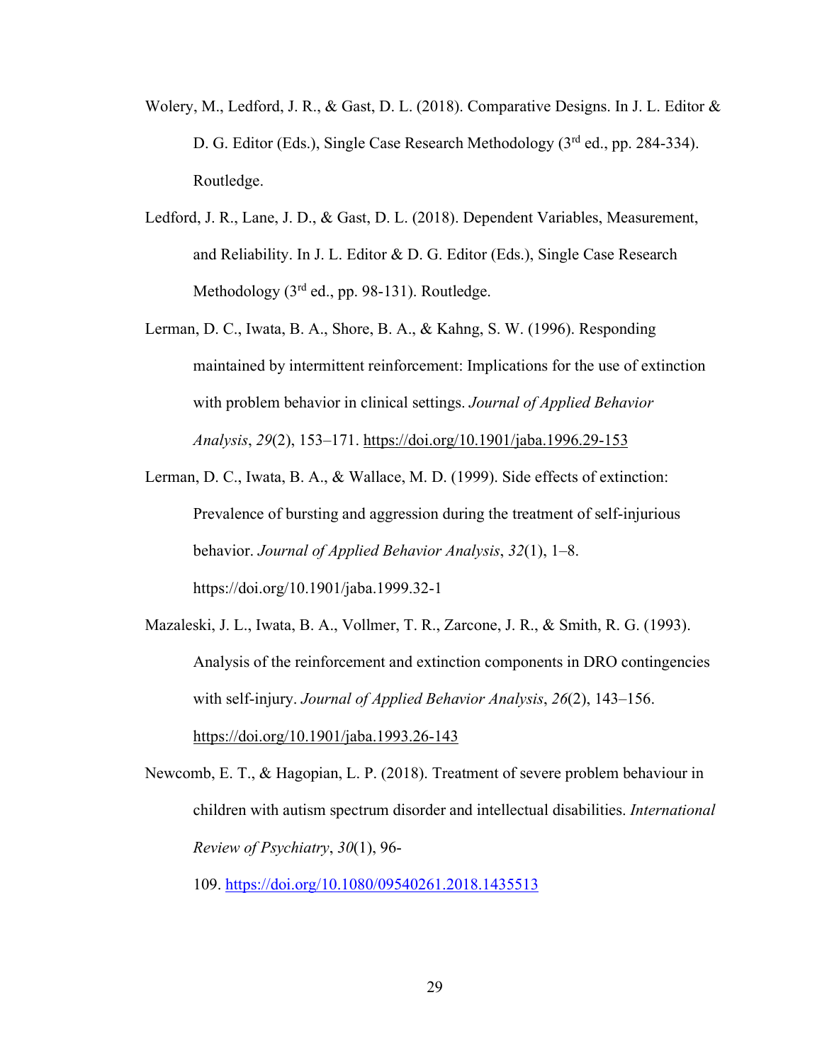Wolery, M., Ledford, J. R., & Gast, D. L. (2018). Comparative Designs. In J. L. Editor & D. G. Editor (Eds.), Single Case Research Methodology (3rd ed., pp. 284-334). Routledge.

Ledford, J. R., Lane, J. D., & Gast, D. L. (2018). Dependent Variables, Measurement, and Reliability. In J. L. Editor & D. G. Editor (Eds.), Single Case Research Methodology (3rd ed., pp. 98-131). Routledge.

Lerman, D. C., Iwata, B. A., Shore, B. A., & Kahng, S. W. (1996). Responding maintained by intermittent reinforcement: Implications for the use of extinction with problem behavior in clinical settings. *Journal of Applied Behavior Analysis*, *29*(2), 153–171. https://doi.org/10.1901/jaba.1996.29-153

Lerman, D. C., Iwata, B. A., & Wallace, M. D. (1999). Side effects of extinction: Prevalence of bursting and aggression during the treatment of self-injurious behavior. *Journal of Applied Behavior Analysis*, *32*(1), 1–8. https://doi.org/10.1901/jaba.1999.32-1

Mazaleski, J. L., Iwata, B. A., Vollmer, T. R., Zarcone, J. R., & Smith, R. G. (1993). Analysis of the reinforcement and extinction components in DRO contingencies with self-injury. *Journal of Applied Behavior Analysis*, *26*(2), 143–156. https://doi.org/10.1901/jaba.1993.26-143

Newcomb, E. T., & Hagopian, L. P. (2018). Treatment of severe problem behaviour in children with autism spectrum disorder and intellectual disabilities. *International Review of Psychiatry*, *30*(1), 96-109. https://doi.org/10.1080/09540261.2018.1435513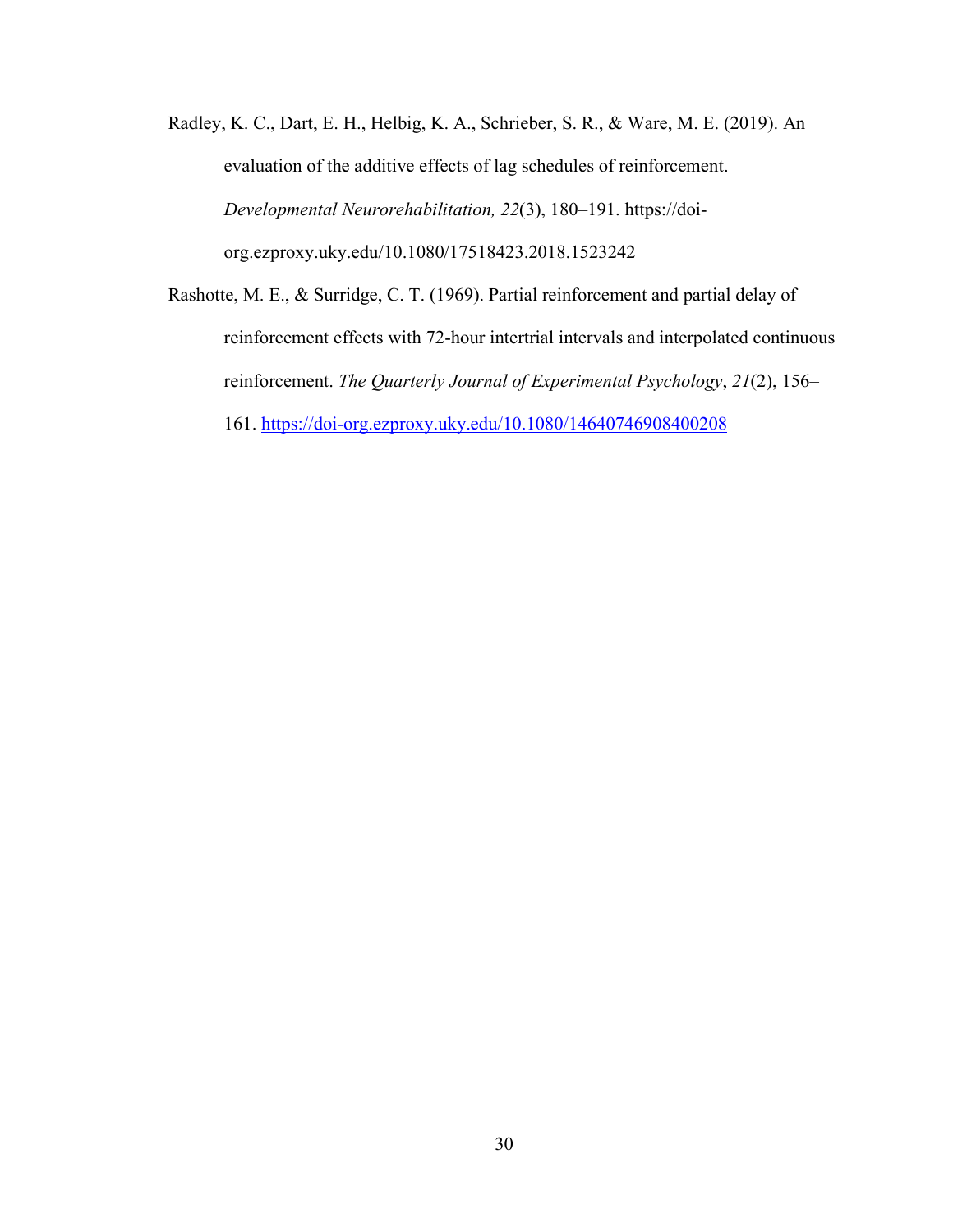Radley, K. C., Dart, E. H., Helbig, K. A., Schrieber, S. R., & Ware, M. E. (2019). An evaluation of the additive effects of lag schedules of reinforcement. *Developmental Neurorehabilitation, 22*(3), 180–191. https://doi-org.ezproxy.uky.edu/10.1080/17518423.2018.1523242

Rashotte, M. E., & Surridge, C. T. (1969). Partial reinforcement and partial delay of reinforcement effects with 72-hour intertrial intervals and interpolated continuous reinforcement. *The Quarterly Journal of Experimental Psychology*, *21*(2), 156–161. https://doi-org.ezproxy.uky.edu/10.1080/14640746908400208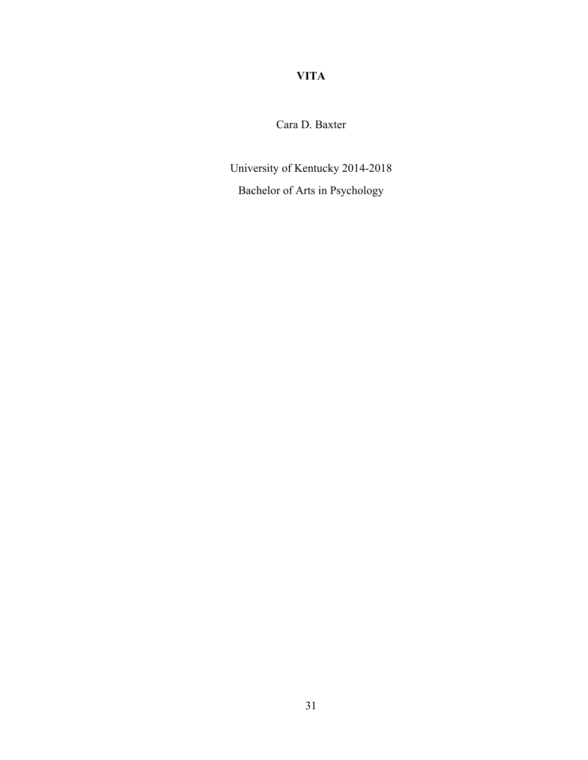# VITA

Cara D. Baxter

University of Kentucky 2014-2018

Bachelor of Arts in Psychology